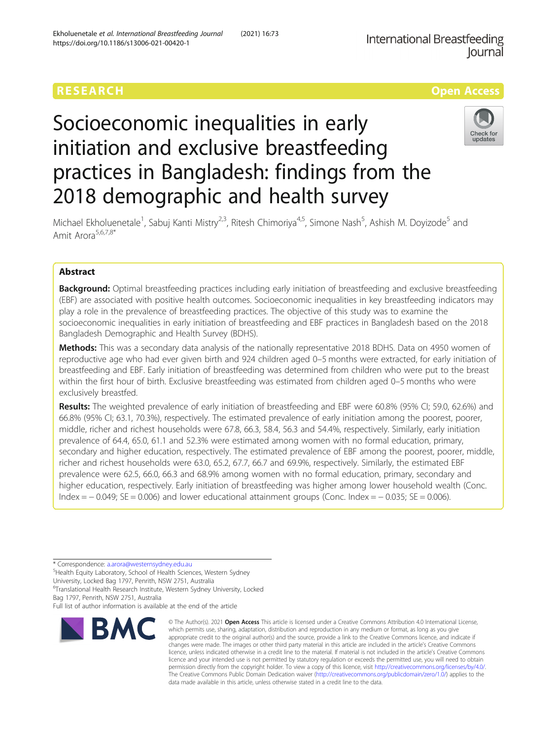RESEARCH

Open Access

# Socioeconomic inequalities in early initiation and exclusive breastfeeding practices in Bangladesh: findings from the 2018 demographic and health survey

Michael Ekholuenetale[1], Sabuj Kanti Mistry[2,3], Ritesh Chimoriya[4,5], Simone Nash[5], Ashish M. Doyizode[5] and Amit Arora[5,6,7,8*]

## Abstract

**Background:** Optimal breastfeeding practices including early initiation of breastfeeding and exclusive breastfeeding (EBF) are associated with positive health outcomes. Socioeconomic inequalities in key breastfeeding indicators may play a role in the prevalence of breastfeeding practices. The objective of this study was to examine the socioeconomic inequalities in early initiation of breastfeeding and EBF practices in Bangladesh based on the 2018 Bangladesh Demographic and Health Survey (BDHS).

**Methods:** This was a secondary data analysis of the nationally representative 2018 BDHS. Data on 4950 women of reproductive age who had ever given birth and 924 children aged 0–5 months were extracted, for early initiation of breastfeeding and EBF. Early initiation of breastfeeding was determined from children who were put to the breast within the first hour of birth. Exclusive breastfeeding was estimated from children aged 0–5 months who were exclusively breastfed.

**Results:** The weighted prevalence of early initiation of breastfeeding and EBF were 60.8% (95% CI; 59.0, 62.6%) and 66.8% (95% CI; 63.1, 70.3%), respectively. The estimated prevalence of early initiation among the poorest, poorer, middle, richer and richest households were 67.8, 66.3, 58.4, 56.3 and 54.4%, respectively. Similarly, early initiation prevalence of 64.4, 65.0, 61.1 and 52.3% were estimated among women with no formal education, primary, secondary and higher education, respectively. The estimated prevalence of EBF among the poorest, poorer, middle, richer and richest households were 63.0, 65.2, 67.7, 66.7 and 69.9%, respectively. Similarly, the estimated EBF prevalence were 62.5, 66.0, 66.3 and 68.9% among women with no formal education, primary, secondary and higher education, respectively. Early initiation of breastfeeding was higher among lower household wealth (Conc. Index = − 0.049; SE = 0.006) and lower educational attainment groups (Conc. Index = − 0.035; SE = 0.006).

\* Correspondence: a.arora@westernsydney.edu.au
[5]Health Equity Laboratory, School of Health Sciences, Western Sydney University, Locked Bag 1797, Penrith, NSW 2751, Australia
[6]Translational Health Research Institute, Western Sydney University, Locked Bag 1797, Penrith, NSW 2751, Australia
Full list of author information is available at the end of the article

© The Author(s). 2021 **Open Access** This article is licensed under a Creative Commons Attribution 4.0 International License, which permits use, sharing, adaptation, distribution and reproduction in any medium or format, as long as you give appropriate credit to the original author(s) and the source, provide a link to the Creative Commons licence, and indicate if changes were made. The images or other third party material in this article are included in the article's Creative Commons licence, unless indicated otherwise in a credit line to the material. If material is not included in the article's Creative Commons licence and your intended use is not permitted by statutory regulation or exceeds the permitted use, you will need to obtain permission directly from the copyright holder. To view a copy of this licence, visit http://creativecommons.org/licenses/by/4.0/. The Creative Commons Public Domain Dedication waiver (http://creativecommons.org/publicdomain/zero/1.0/) applies to the data made available in this article, unless otherwise stated in a credit line to the data.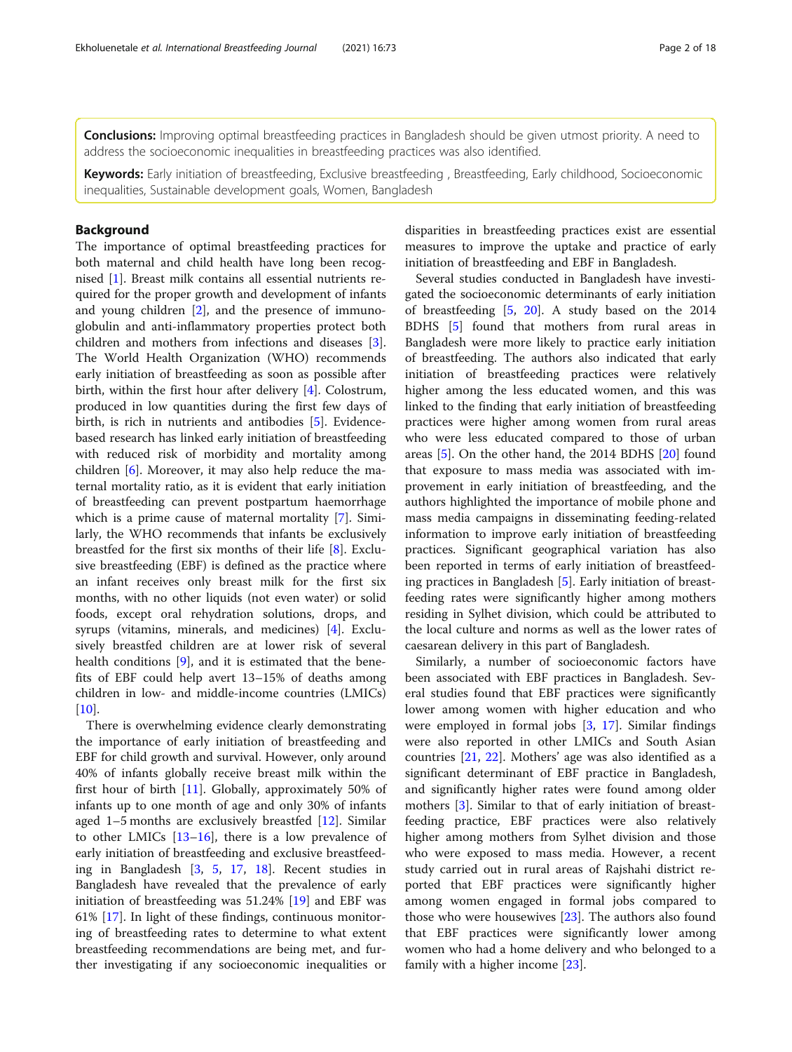**Conclusions:** Improving optimal breastfeeding practices in Bangladesh should be given utmost priority. A need to address the socioeconomic inequalities in breastfeeding practices was also identified.

**Keywords:** Early initiation of breastfeeding, Exclusive breastfeeding , Breastfeeding, Early childhood, Socioeconomic inequalities, Sustainable development goals, Women, Bangladesh

## Background

The importance of optimal breastfeeding practices for both maternal and child health have long been recognised [1]. Breast milk contains all essential nutrients required for the proper growth and development of infants and young children [2], and the presence of immunoglobulin and anti-inflammatory properties protect both children and mothers from infections and diseases [3]. The World Health Organization (WHO) recommends early initiation of breastfeeding as soon as possible after birth, within the first hour after delivery [4]. Colostrum, produced in low quantities during the first few days of birth, is rich in nutrients and antibodies [5]. Evidence-based research has linked early initiation of breastfeeding with reduced risk of morbidity and mortality among children [6]. Moreover, it may also help reduce the maternal mortality ratio, as it is evident that early initiation of breastfeeding can prevent postpartum haemorrhage which is a prime cause of maternal mortality [7]. Similarly, the WHO recommends that infants be exclusively breastfed for the first six months of their life [8]. Exclusive breastfeeding (EBF) is defined as the practice where an infant receives only breast milk for the first six months, with no other liquids (not even water) or solid foods, except oral rehydration solutions, drops, and syrups (vitamins, minerals, and medicines) [4]. Exclusively breastfed children are at lower risk of several health conditions [9], and it is estimated that the benefits of EBF could help avert 13–15% of deaths among children in low- and middle-income countries (LMICs) [10].

There is overwhelming evidence clearly demonstrating the importance of early initiation of breastfeeding and EBF for child growth and survival. However, only around 40% of infants globally receive breast milk within the first hour of birth [11]. Globally, approximately 50% of infants up to one month of age and only 30% of infants aged 1–5 months are exclusively breastfed [12]. Similar to other LMICs [13–16], there is a low prevalence of early initiation of breastfeeding and exclusive breastfeeding in Bangladesh [3, 5, 17, 18]. Recent studies in Bangladesh have revealed that the prevalence of early initiation of breastfeeding was 51.24% [19] and EBF was 61% [17]. In light of these findings, continuous monitoring of breastfeeding rates to determine to what extent breastfeeding recommendations are being met, and further investigating if any socioeconomic inequalities or disparities in breastfeeding practices exist are essential measures to improve the uptake and practice of early initiation of breastfeeding and EBF in Bangladesh.

Several studies conducted in Bangladesh have investigated the socioeconomic determinants of early initiation of breastfeeding [5, 20]. A study based on the 2014 BDHS [5] found that mothers from rural areas in Bangladesh were more likely to practice early initiation of breastfeeding. The authors also indicated that early initiation of breastfeeding practices were relatively higher among the less educated women, and this was linked to the finding that early initiation of breastfeeding practices were higher among women from rural areas who were less educated compared to those of urban areas [5]. On the other hand, the 2014 BDHS [20] found that exposure to mass media was associated with improvement in early initiation of breastfeeding, and the authors highlighted the importance of mobile phone and mass media campaigns in disseminating feeding-related information to improve early initiation of breastfeeding practices. Significant geographical variation has also been reported in terms of early initiation of breastfeeding practices in Bangladesh [5]. Early initiation of breastfeeding rates were significantly higher among mothers residing in Sylhet division, which could be attributed to the local culture and norms as well as the lower rates of caesarean delivery in this part of Bangladesh.

Similarly, a number of socioeconomic factors have been associated with EBF practices in Bangladesh. Several studies found that EBF practices were significantly lower among women with higher education and who were employed in formal jobs [3, 17]. Similar findings were also reported in other LMICs and South Asian countries [21, 22]. Mothers' age was also identified as a significant determinant of EBF practice in Bangladesh, and significantly higher rates were found among older mothers [3]. Similar to that of early initiation of breastfeeding practice, EBF practices were also relatively higher among mothers from Sylhet division and those who were exposed to mass media. However, a recent study carried out in rural areas of Rajshahi district reported that EBF practices were significantly higher among women engaged in formal jobs compared to those who were housewives [23]. The authors also found that EBF practices were significantly lower among women who had a home delivery and who belonged to a family with a higher income [23].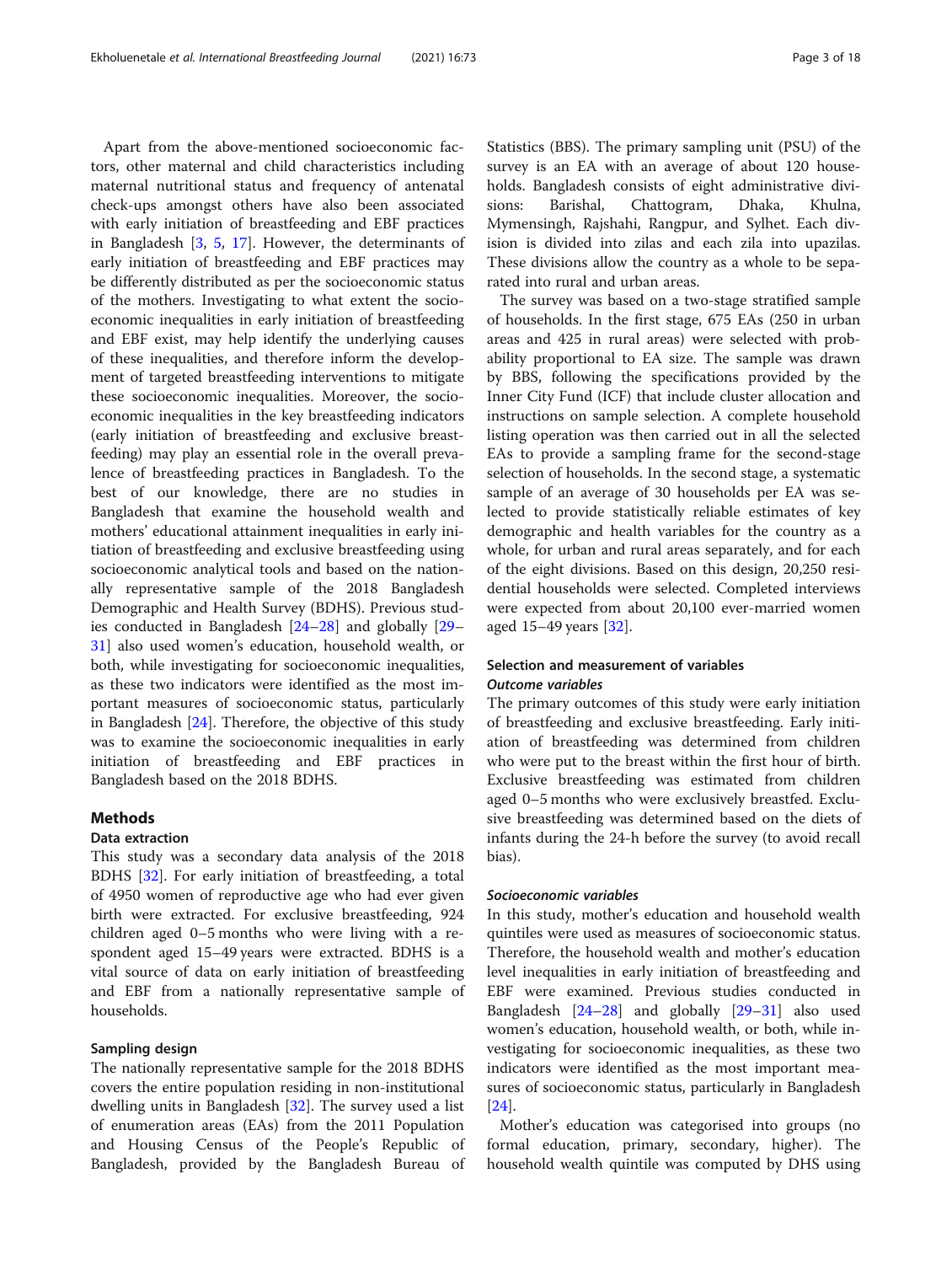Apart from the above-mentioned socioeconomic factors, other maternal and child characteristics including maternal nutritional status and frequency of antenatal check-ups amongst others have also been associated with early initiation of breastfeeding and EBF practices in Bangladesh [3, 5, 17]. However, the determinants of early initiation of breastfeeding and EBF practices may be differently distributed as per the socioeconomic status of the mothers. Investigating to what extent the socioeconomic inequalities in early initiation of breastfeeding and EBF exist, may help identify the underlying causes of these inequalities, and therefore inform the development of targeted breastfeeding interventions to mitigate these socioeconomic inequalities. Moreover, the socioeconomic inequalities in the key breastfeeding indicators (early initiation of breastfeeding and exclusive breastfeeding) may play an essential role in the overall prevalence of breastfeeding practices in Bangladesh. To the best of our knowledge, there are no studies in Bangladesh that examine the household wealth and mothers' educational attainment inequalities in early initiation of breastfeeding and exclusive breastfeeding using socioeconomic analytical tools and based on the nationally representative sample of the 2018 Bangladesh Demographic and Health Survey (BDHS). Previous studies conducted in Bangladesh [24–28] and globally [29–31] also used women's education, household wealth, or both, while investigating for socioeconomic inequalities, as these two indicators were identified as the most important measures of socioeconomic status, particularly in Bangladesh [24]. Therefore, the objective of this study was to examine the socioeconomic inequalities in early initiation of breastfeeding and EBF practices in Bangladesh based on the 2018 BDHS.

## Methods

### Data extraction

This study was a secondary data analysis of the 2018 BDHS [32]. For early initiation of breastfeeding, a total of 4950 women of reproductive age who had ever given birth were extracted. For exclusive breastfeeding, 924 children aged 0–5 months who were living with a respondent aged 15–49 years were extracted. BDHS is a vital source of data on early initiation of breastfeeding and EBF from a nationally representative sample of households.

### Sampling design

The nationally representative sample for the 2018 BDHS covers the entire population residing in non-institutional dwelling units in Bangladesh [32]. The survey used a list of enumeration areas (EAs) from the 2011 Population and Housing Census of the People's Republic of Bangladesh, provided by the Bangladesh Bureau of Statistics (BBS). The primary sampling unit (PSU) of the survey is an EA with an average of about 120 households. Bangladesh consists of eight administrative divisions: Barishal, Chattogram, Dhaka, Khulna, Mymensingh, Rajshahi, Rangpur, and Sylhet. Each division is divided into zilas and each zila into upazilas. These divisions allow the country as a whole to be separated into rural and urban areas.

The survey was based on a two-stage stratified sample of households. In the first stage, 675 EAs (250 in urban areas and 425 in rural areas) were selected with probability proportional to EA size. The sample was drawn by BBS, following the specifications provided by the Inner City Fund (ICF) that include cluster allocation and instructions on sample selection. A complete household listing operation was then carried out in all the selected EAs to provide a sampling frame for the second-stage selection of households. In the second stage, a systematic sample of an average of 30 households per EA was selected to provide statistically reliable estimates of key demographic and health variables for the country as a whole, for urban and rural areas separately, and for each of the eight divisions. Based on this design, 20,250 residential households were selected. Completed interviews were expected from about 20,100 ever-married women aged 15–49 years [32].

### Selection and measurement of variables

#### *Outcome variables*

The primary outcomes of this study were early initiation of breastfeeding and exclusive breastfeeding. Early initiation of breastfeeding was determined from children who were put to the breast within the first hour of birth. Exclusive breastfeeding was estimated from children aged 0–5 months who were exclusively breastfed. Exclusive breastfeeding was determined based on the diets of infants during the 24-h before the survey (to avoid recall bias).

#### *Socioeconomic variables*

In this study, mother's education and household wealth quintiles were used as measures of socioeconomic status. Therefore, the household wealth and mother's education level inequalities in early initiation of breastfeeding and EBF were examined. Previous studies conducted in Bangladesh [24–28] and globally [29–31] also used women's education, household wealth, or both, while investigating for socioeconomic inequalities, as these two indicators were identified as the most important measures of socioeconomic status, particularly in Bangladesh [24].

Mother's education was categorised into groups (no formal education, primary, secondary, higher). The household wealth quintile was computed by DHS using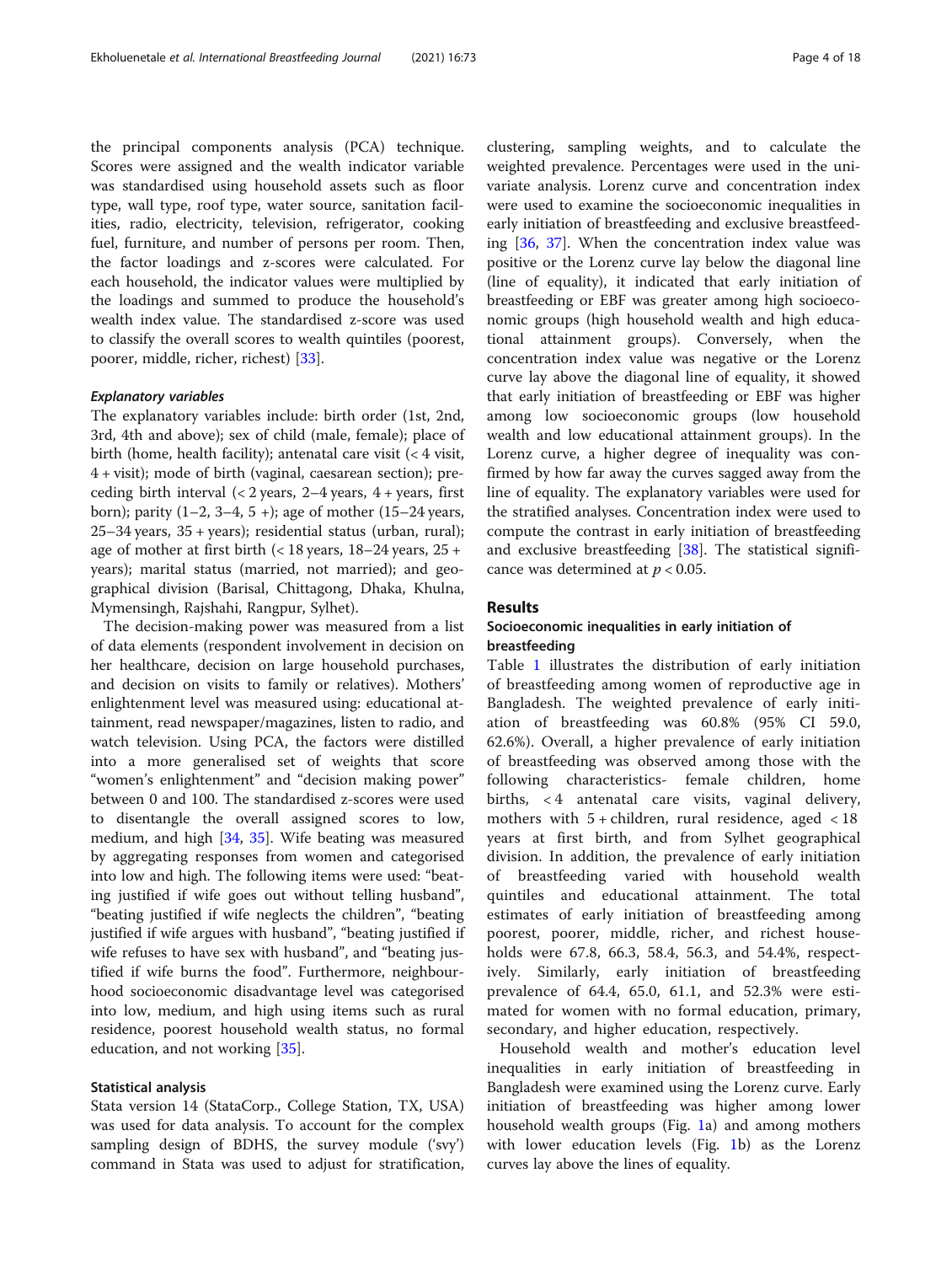the principal components analysis (PCA) technique. Scores were assigned and the wealth indicator variable was standardised using household assets such as floor type, wall type, roof type, water source, sanitation facilities, radio, electricity, television, refrigerator, cooking fuel, furniture, and number of persons per room. Then, the factor loadings and z-scores were calculated. For each household, the indicator values were multiplied by the loadings and summed to produce the household's wealth index value. The standardised z-score was used to classify the overall scores to wealth quintiles (poorest, poorer, middle, richer, richest) [33].

#### *Explanatory variables*

The explanatory variables include: birth order (1st, 2nd, 3rd, 4th and above); sex of child (male, female); place of birth (home, health facility); antenatal care visit (< 4 visit, 4 + visit); mode of birth (vaginal, caesarean section); preceding birth interval (< 2 years, 2–4 years, 4 + years, first born); parity (1–2, 3–4, 5 +); age of mother (15–24 years, 25–34 years, 35 + years); residential status (urban, rural); age of mother at first birth (< 18 years, 18–24 years, 25 + years); marital status (married, not married); and geographical division (Barisal, Chittagong, Dhaka, Khulna, Mymensingh, Rajshahi, Rangpur, Sylhet).

The decision-making power was measured from a list of data elements (respondent involvement in decision on her healthcare, decision on large household purchases, and decision on visits to family or relatives). Mothers' enlightenment level was measured using: educational attainment, read newspaper/magazines, listen to radio, and watch television. Using PCA, the factors were distilled into a more generalised set of weights that score "women's enlightenment" and "decision making power" between 0 and 100. The standardised z-scores were used to disentangle the overall assigned scores to low, medium, and high [34, 35]. Wife beating was measured by aggregating responses from women and categorised into low and high. The following items were used: "beating justified if wife goes out without telling husband", "beating justified if wife neglects the children", "beating justified if wife argues with husband", "beating justified if wife refuses to have sex with husband", and "beating justified if wife burns the food". Furthermore, neighbourhood socioeconomic disadvantage level was categorised into low, medium, and high using items such as rural residence, poorest household wealth status, no formal education, and not working [35].

### Statistical analysis

Stata version 14 (StataCorp., College Station, TX, USA) was used for data analysis. To account for the complex sampling design of BDHS, the survey module ('svy') command in Stata was used to adjust for stratification, clustering, sampling weights, and to calculate the weighted prevalence. Percentages were used in the univariate analysis. Lorenz curve and concentration index were used to examine the socioeconomic inequalities in early initiation of breastfeeding and exclusive breastfeeding [36, 37]. When the concentration index value was positive or the Lorenz curve lay below the diagonal line (line of equality), it indicated that early initiation of breastfeeding or EBF was greater among high socioeconomic groups (high household wealth and high educational attainment groups). Conversely, when the concentration index value was negative or the Lorenz curve lay above the diagonal line of equality, it showed that early initiation of breastfeeding or EBF was higher among low socioeconomic groups (low household wealth and low educational attainment groups). In the Lorenz curve, a higher degree of inequality was confirmed by how far away the curves sagged away from the line of equality. The explanatory variables were used for the stratified analyses. Concentration index were used to compute the contrast in early initiation of breastfeeding and exclusive breastfeeding [38]. The statistical significance was determined at $p < 0.05$.

## Results

### Socioeconomic inequalities in early initiation of breastfeeding

Table 1 illustrates the distribution of early initiation of breastfeeding among women of reproductive age in Bangladesh. The weighted prevalence of early initiation of breastfeeding was 60.8% (95% CI 59.0, 62.6%). Overall, a higher prevalence of early initiation of breastfeeding was observed among those with the following characteristics- female children, home births, < 4 antenatal care visits, vaginal delivery, mothers with 5 + children, rural residence, aged < 18 years at first birth, and from Sylhet geographical division. In addition, the prevalence of early initiation of breastfeeding varied with household wealth quintiles and educational attainment. The total estimates of early initiation of breastfeeding among poorest, poorer, middle, richer, and richest households were 67.8, 66.3, 58.4, 56.3, and 54.4%, respectively. Similarly, early initiation of breastfeeding prevalence of 64.4, 65.0, 61.1, and 52.3% were estimated for women with no formal education, primary, secondary, and higher education, respectively.

Household wealth and mother's education level inequalities in early initiation of breastfeeding in Bangladesh were examined using the Lorenz curve. Early initiation of breastfeeding was higher among lower household wealth groups (Fig. 1a) and among mothers with lower education levels (Fig. 1b) as the Lorenz curves lay above the lines of equality.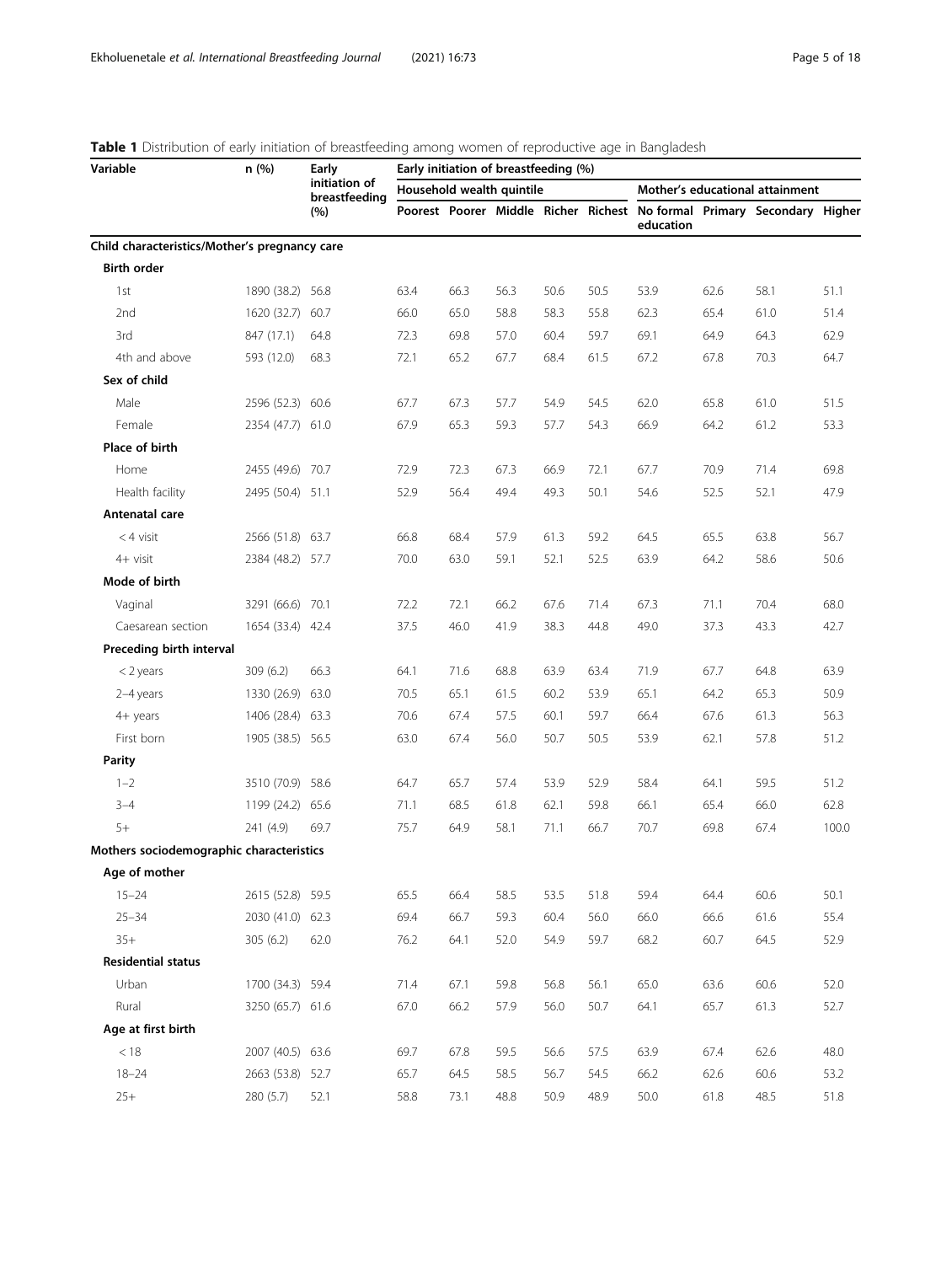**Table 1** Distribution of early initiation of breastfeeding among women of reproductive age in Bangladesh

| Variable | n (%) | Early initiation of breastfeeding (%) | Early initiation of breastfeeding (%) | | | | | | | | |
|---|---|---|---|---|---|---|---|---|---|---|---|
| | | | Household wealth quintile | | | | | Mother's educational attainment | | | |
| | | | Poorest | Poorer | Middle | Richer | Richest | No formal education | Primary | Secondary | Higher |
| **Child characteristics/Mother's pregnancy care** | | | | | | | | | | | |
| **Birth order** | | | | | | | | | | | |
| 1st | 1890 (38.2) | 56.8 | 63.4 | 66.3 | 56.3 | 50.6 | 50.5 | 53.9 | 62.6 | 58.1 | 51.1 |
| 2nd | 1620 (32.7) | 60.7 | 66.0 | 65.0 | 58.8 | 58.3 | 55.8 | 62.3 | 65.4 | 61.0 | 51.4 |
| 3rd | 847 (17.1) | 64.8 | 72.3 | 69.8 | 57.0 | 60.4 | 59.7 | 69.1 | 64.9 | 64.3 | 62.9 |
| 4th and above | 593 (12.0) | 68.3 | 72.1 | 65.2 | 67.7 | 68.4 | 61.5 | 67.2 | 67.8 | 70.3 | 64.7 |
| **Sex of child** | | | | | | | | | | | |
| Male | 2596 (52.3) | 60.6 | 67.7 | 67.3 | 57.7 | 54.9 | 54.5 | 62.0 | 65.8 | 61.0 | 51.5 |
| Female | 2354 (47.7) | 61.0 | 67.9 | 65.3 | 59.3 | 57.7 | 54.3 | 66.9 | 64.2 | 61.2 | 53.3 |
| **Place of birth** | | | | | | | | | | | |
| Home | 2455 (49.6) | 70.7 | 72.9 | 72.3 | 67.3 | 66.9 | 72.1 | 67.7 | 70.9 | 71.4 | 69.8 |
| Health facility | 2495 (50.4) | 51.1 | 52.9 | 56.4 | 49.4 | 49.3 | 50.1 | 54.6 | 52.5 | 52.1 | 47.9 |
| **Antenatal care** | | | | | | | | | | | |
| < 4 visit | 2566 (51.8) | 63.7 | 66.8 | 68.4 | 57.9 | 61.3 | 59.2 | 64.5 | 65.5 | 63.8 | 56.7 |
| 4+ visit | 2384 (48.2) | 57.7 | 70.0 | 63.0 | 59.1 | 52.1 | 52.5 | 63.9 | 64.2 | 58.6 | 50.6 |
| **Mode of birth** | | | | | | | | | | | |
| Vaginal | 3291 (66.6) | 70.1 | 72.2 | 72.1 | 66.2 | 67.6 | 71.4 | 67.3 | 71.1 | 70.4 | 68.0 |
| Caesarean section | 1654 (33.4) | 42.4 | 37.5 | 46.0 | 41.9 | 38.3 | 44.8 | 49.0 | 37.3 | 43.3 | 42.7 |
| **Preceding birth interval** | | | | | | | | | | | |
| < 2 years | 309 (6.2) | 66.3 | 64.1 | 71.6 | 68.8 | 63.9 | 63.4 | 71.9 | 67.7 | 64.8 | 63.9 |
| 2–4 years | 1330 (26.9) | 63.0 | 70.5 | 65.1 | 61.5 | 60.2 | 53.9 | 65.1 | 64.2 | 65.3 | 50.9 |
| 4+ years | 1406 (28.4) | 63.3 | 70.6 | 67.4 | 57.5 | 60.1 | 59.7 | 66.4 | 67.6 | 61.3 | 56.3 |
| First born | 1905 (38.5) | 56.5 | 63.0 | 67.4 | 56.0 | 50.7 | 50.5 | 53.9 | 62.1 | 57.8 | 51.2 |
| **Parity** | | | | | | | | | | | |
| 1–2 | 3510 (70.9) | 58.6 | 64.7 | 65.7 | 57.4 | 53.9 | 52.9 | 58.4 | 64.1 | 59.5 | 51.2 |
| 3–4 | 1199 (24.2) | 65.6 | 71.1 | 68.5 | 61.8 | 62.1 | 59.8 | 66.1 | 65.4 | 66.0 | 62.8 |
| 5+ | 241 (4.9) | 69.7 | 75.7 | 64.9 | 58.1 | 71.1 | 66.7 | 70.7 | 69.8 | 67.4 | 100.0 |
| **Mothers sociodemographic characteristics** | | | | | | | | | | | |
| **Age of mother** | | | | | | | | | | | |
| 15–24 | 2615 (52.8) | 59.5 | 65.5 | 66.4 | 58.5 | 53.5 | 51.8 | 59.4 | 64.4 | 60.6 | 50.1 |
| 25–34 | 2030 (41.0) | 62.3 | 69.4 | 66.7 | 59.3 | 60.4 | 56.0 | 66.0 | 66.6 | 61.6 | 55.4 |
| 35+ | 305 (6.2) | 62.0 | 76.2 | 64.1 | 52.0 | 54.9 | 59.7 | 68.2 | 60.7 | 64.5 | 52.9 |
| **Residential status** | | | | | | | | | | | |
| Urban | 1700 (34.3) | 59.4 | 71.4 | 67.1 | 59.8 | 56.8 | 56.1 | 65.0 | 63.6 | 60.6 | 52.0 |
| Rural | 3250 (65.7) | 61.6 | 67.0 | 66.2 | 57.9 | 56.0 | 50.7 | 64.1 | 65.7 | 61.3 | 52.7 |
| **Age at first birth** | | | | | | | | | | | |
| < 18 | 2007 (40.5) | 63.6 | 69.7 | 67.8 | 59.5 | 56.6 | 57.5 | 63.9 | 67.4 | 62.6 | 48.0 |
| 18–24 | 2663 (53.8) | 52.7 | 65.7 | 64.5 | 58.5 | 56.7 | 54.5 | 66.2 | 62.6 | 60.6 | 53.2 |
| 25+ | 280 (5.7) | 52.1 | 58.8 | 73.1 | 48.8 | 50.9 | 48.9 | 50.0 | 61.8 | 48.5 | 51.8 |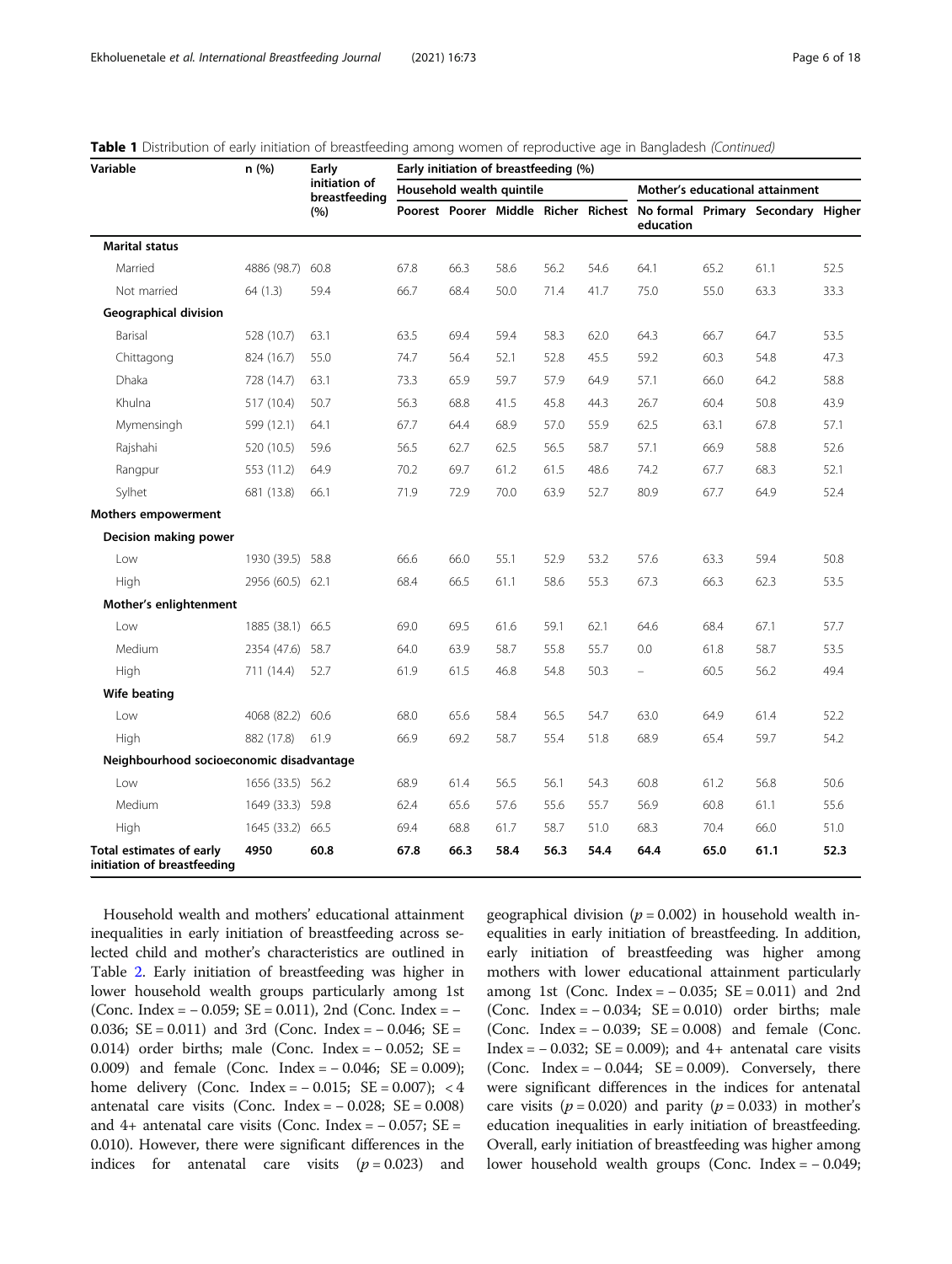**Table 1** Distribution of early initiation of breastfeeding among women of reproductive age in Bangladesh *(Continued)*

| Variable | n (%) | Early initiation of breastfeeding (%) | Early initiation of breastfeeding (%) | | | | | | | | |
|---|---|---|---|---|---|---|---|---|---|---|---|
| | | | Household wealth quintile | | | | | Mother's educational attainment | | | |
| | | | Poorest | Poorer | Middle | Richer | Richest | No formal education | Primary | Secondary | Higher |
| **Marital status** | | | | | | | | | | | |
| Married | 4886 (98.7) | 60.8 | 67.8 | 66.3 | 58.6 | 56.2 | 54.6 | 64.1 | 65.2 | 61.1 | 52.5 |
| Not married | 64 (1.3) | 59.4 | 66.7 | 68.4 | 50.0 | 71.4 | 41.7 | 75.0 | 55.0 | 63.3 | 33.3 |
| **Geographical division** | | | | | | | | | | | |
| Barisal | 528 (10.7) | 63.1 | 63.5 | 69.4 | 59.4 | 58.3 | 62.0 | 64.3 | 66.7 | 64.7 | 53.5 |
| Chittagong | 824 (16.7) | 55.0 | 74.7 | 56.4 | 52.1 | 52.8 | 45.5 | 59.2 | 60.3 | 54.8 | 47.3 |
| Dhaka | 728 (14.7) | 63.1 | 73.3 | 65.9 | 59.7 | 57.9 | 64.9 | 57.1 | 66.0 | 64.2 | 58.8 |
| Khulna | 517 (10.4) | 50.7 | 56.3 | 68.8 | 41.5 | 45.8 | 44.3 | 26.7 | 60.4 | 50.8 | 43.9 |
| Mymensingh | 599 (12.1) | 64.1 | 67.7 | 64.4 | 68.9 | 57.0 | 55.9 | 62.5 | 63.1 | 67.8 | 57.1 |
| Rajshahi | 520 (10.5) | 59.6 | 56.5 | 62.7 | 62.5 | 56.5 | 58.7 | 57.1 | 66.9 | 58.8 | 52.6 |
| Rangpur | 553 (11.2) | 64.9 | 70.2 | 69.7 | 61.2 | 61.5 | 48.6 | 74.2 | 67.7 | 68.3 | 52.1 |
| Sylhet | 681 (13.8) | 66.1 | 71.9 | 72.9 | 70.0 | 63.9 | 52.7 | 80.9 | 67.7 | 64.9 | 52.4 |
| **Mothers empowerment** | | | | | | | | | | | |
| **Decision making power** | | | | | | | | | | | |
| Low | 1930 (39.5) | 58.8 | 66.6 | 66.0 | 55.1 | 52.9 | 53.2 | 57.6 | 63.3 | 59.4 | 50.8 |
| High | 2956 (60.5) | 62.1 | 68.4 | 66.5 | 61.1 | 58.6 | 55.3 | 67.3 | 66.3 | 62.3 | 53.5 |
| **Mother's enlightenment** | | | | | | | | | | | |
| Low | 1885 (38.1) | 66.5 | 69.0 | 69.5 | 61.6 | 59.1 | 62.1 | 64.6 | 68.4 | 67.1 | 57.7 |
| Medium | 2354 (47.6) | 58.7 | 64.0 | 63.9 | 58.7 | 55.8 | 55.7 | 0.0 | 61.8 | 58.7 | 53.5 |
| High | 711 (14.4) | 52.7 | 61.9 | 61.5 | 46.8 | 54.8 | 50.3 | – | 60.5 | 56.2 | 49.4 |
| **Wife beating** | | | | | | | | | | | |
| Low | 4068 (82.2) | 60.6 | 68.0 | 65.6 | 58.4 | 56.5 | 54.7 | 63.0 | 64.9 | 61.4 | 52.2 |
| High | 882 (17.8) | 61.9 | 66.9 | 69.2 | 58.7 | 55.4 | 51.8 | 68.9 | 65.4 | 59.7 | 54.2 |
| **Neighbourhood socioeconomic disadvantage** | | | | | | | | | | | |
| Low | 1656 (33.5) | 56.2 | 68.9 | 61.4 | 56.5 | 56.1 | 54.3 | 60.8 | 61.2 | 56.8 | 50.6 |
| Medium | 1649 (33.3) | 59.8 | 62.4 | 65.6 | 57.6 | 55.6 | 55.7 | 56.9 | 60.8 | 61.1 | 55.6 |
| High | 1645 (33.2) | 66.5 | 69.4 | 68.8 | 61.7 | 58.7 | 51.0 | 68.3 | 70.4 | 66.0 | 51.0 |
| **Total estimates of early initiation of breastfeeding** | **4950** | **60.8** | **67.8** | **66.3** | **58.4** | **56.3** | **54.4** | **64.4** | **65.0** | **61.1** | **52.3** |

Household wealth and mothers' educational attainment inequalities in early initiation of breastfeeding across selected child and mother's characteristics are outlined in Table 2. Early initiation of breastfeeding was higher in lower household wealth groups particularly among 1st (Conc. Index = – 0.059; SE = 0.011), 2nd (Conc. Index = – 0.036; SE = 0.011) and 3rd (Conc. Index = – 0.046; SE = 0.014) order births; male (Conc. Index = – 0.052; SE = 0.009) and female (Conc. Index = – 0.046; SE = 0.009); home delivery (Conc. Index = – 0.015; SE = 0.007); < 4 antenatal care visits (Conc. Index = – 0.028; SE = 0.008) and 4+ antenatal care visits (Conc. Index = – 0.057; SE = 0.010). However, there were significant differences in the indices for antenatal care visits ($p = 0.023$) and geographical division ($p = 0.002$) in household wealth inequalities in early initiation of breastfeeding. In addition, early initiation of breastfeeding was higher among mothers with lower educational attainment particularly among 1st (Conc. Index = – 0.035; SE = 0.011) and 2nd (Conc. Index = – 0.034; SE = 0.010) order births; male (Conc. Index = – 0.039; SE = 0.008) and female (Conc. Index = – 0.032; SE = 0.009); and 4+ antenatal care visits (Conc. Index = – 0.044; SE = 0.009). Conversely, there were significant differences in the indices for antenatal care visits ($p = 0.020$) and parity ($p = 0.033$) in mother's education inequalities in early initiation of breastfeeding. Overall, early initiation of breastfeeding was higher among lower household wealth groups (Conc. Index = – 0.049;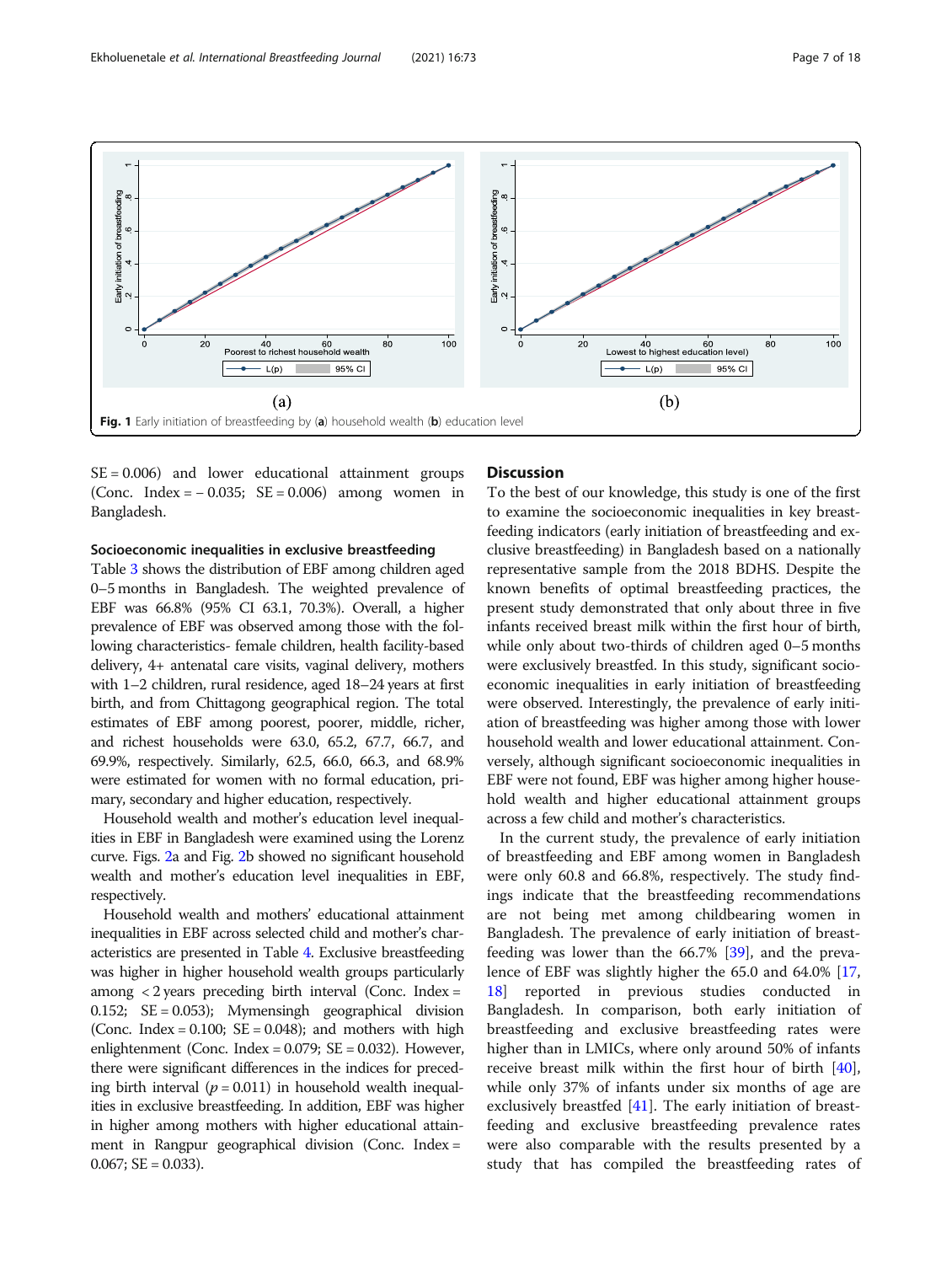Fig. 1 Early initiation of breastfeeding by (a) household wealth (b) education level

SE = 0.006) and lower educational attainment groups (Conc. Index = − 0.035; SE = 0.006) among women in Bangladesh.

#### Socioeconomic inequalities in exclusive breastfeeding

Table 3 shows the distribution of EBF among children aged 0–5 months in Bangladesh. The weighted prevalence of EBF was 66.8% (95% CI 63.1, 70.3%). Overall, a higher prevalence of EBF was observed among those with the following characteristics- female children, health facility-based delivery, 4+ antenatal care visits, vaginal delivery, mothers with 1–2 children, rural residence, aged 18–24 years at first birth, and from Chittagong geographical region. The total estimates of EBF among poorest, poorer, middle, richer, and richest households were 63.0, 65.2, 67.7, 66.7, and 69.9%, respectively. Similarly, 62.5, 66.0, 66.3, and 68.9% were estimated for women with no formal education, primary, secondary and higher education, respectively.

Household wealth and mother's education level inequalities in EBF in Bangladesh were examined using the Lorenz curve. Figs. 2a and Fig. 2b showed no significant household wealth and mother's education level inequalities in EBF, respectively.

Household wealth and mothers' educational attainment inequalities in EBF across selected child and mother's characteristics are presented in Table 4. Exclusive breastfeeding was higher in higher household wealth groups particularly among < 2 years preceding birth interval (Conc. Index = 0.152; SE = 0.053); Mymensingh geographical division (Conc. Index = 0.100; SE = 0.048); and mothers with high enlightenment (Conc. Index = 0.079; SE = 0.032). However, there were significant differences in the indices for preceding birth interval ($p = 0.011$) in household wealth inequalities in exclusive breastfeeding. In addition, EBF was higher in higher among mothers with higher educational attainment in Rangpur geographical division (Conc. Index = 0.067; SE = 0.033).

## Discussion

To the best of our knowledge, this study is one of the first to examine the socioeconomic inequalities in key breastfeeding indicators (early initiation of breastfeeding and exclusive breastfeeding) in Bangladesh based on a nationally representative sample from the 2018 BDHS. Despite the known benefits of optimal breastfeeding practices, the present study demonstrated that only about three in five infants received breast milk within the first hour of birth, while only about two-thirds of children aged 0–5 months were exclusively breastfed. In this study, significant socioeconomic inequalities in early initiation of breastfeeding were observed. Interestingly, the prevalence of early initiation of breastfeeding was higher among those with lower household wealth and lower educational attainment. Conversely, although significant socioeconomic inequalities in EBF were not found, EBF was higher among higher household wealth and higher educational attainment groups across a few child and mother's characteristics.

In the current study, the prevalence of early initiation of breastfeeding and EBF among women in Bangladesh were only 60.8 and 66.8%, respectively. The study findings indicate that the breastfeeding recommendations are not being met among childbearing women in Bangladesh. The prevalence of early initiation of breastfeeding was lower than the 66.7% [39], and the prevalence of EBF was slightly higher the 65.0 and 64.0% [17, 18] reported in previous studies conducted in Bangladesh. In comparison, both early initiation of breastfeeding and exclusive breastfeeding rates were higher than in LMICs, where only around 50% of infants receive breast milk within the first hour of birth [40], while only 37% of infants under six months of age are exclusively breastfed [41]. The early initiation of breastfeeding and exclusive breastfeeding prevalence rates were also comparable with the results presented by a study that has compiled the breastfeeding rates of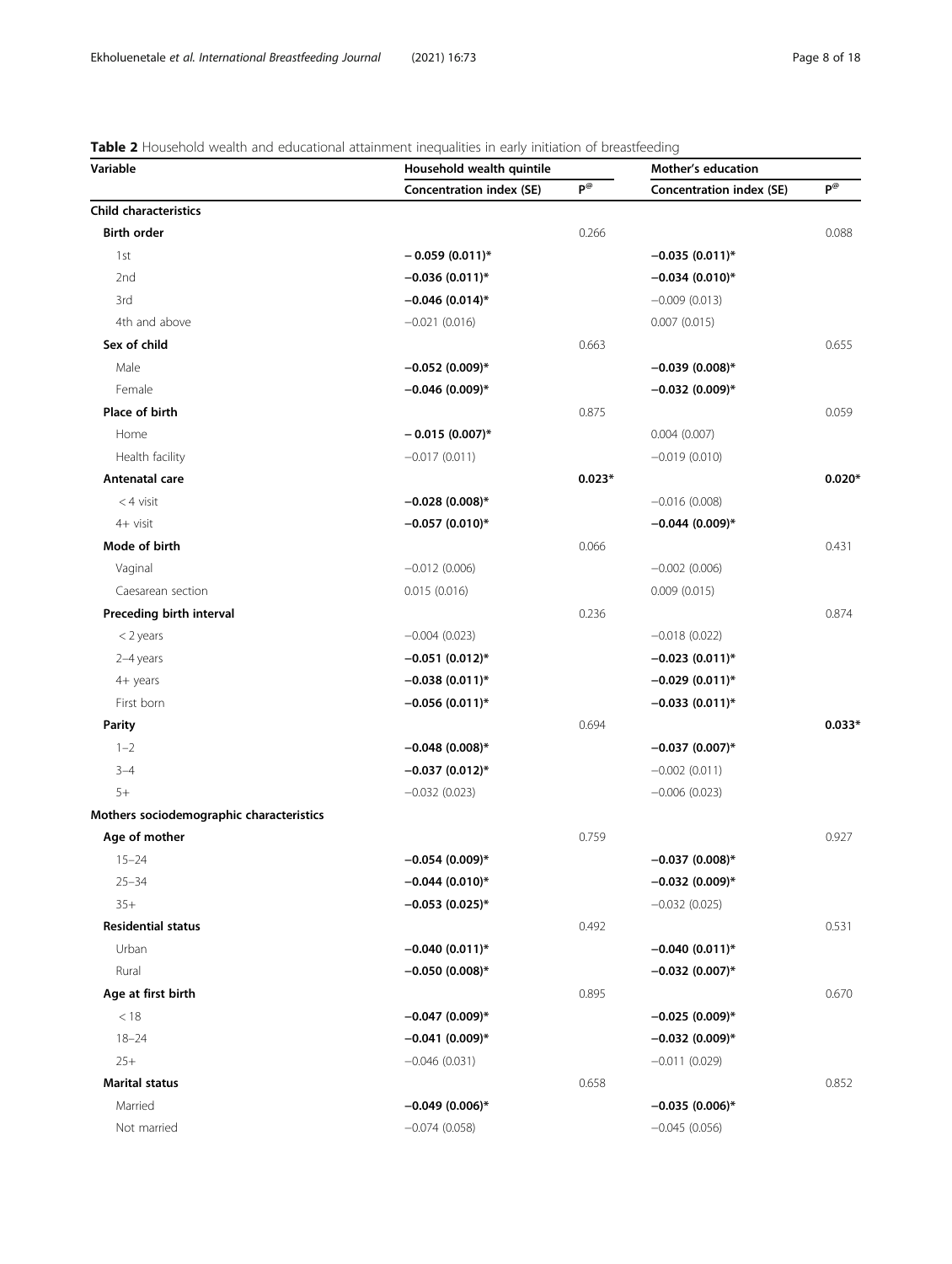**Table 2** Household wealth and educational attainment inequalities in early initiation of breastfeeding

| Variable | Household wealth quintile | | Mother's education | |
|---|---|---|---|---|
| | **Concentration index (SE)** | **P[@]** | **Concentration index (SE)** | **P[@]** |
| **Child characteristics** | | | | |
| **Birth order** | | 0.266 | | 0.088 |
| 1st | **− 0.059 (0.011)*** | | **−0.035 (0.011)*** | |
| 2nd | **−0.036 (0.011)*** | | **−0.034 (0.010)*** | |
| 3rd | **−0.046 (0.014)*** | | −0.009 (0.013) | |
| 4th and above | −0.021 (0.016) | | 0.007 (0.015) | |
| **Sex of child** | | 0.663 | | 0.655 |
| Male | **−0.052 (0.009)*** | | **−0.039 (0.008)*** | |
| Female | **−0.046 (0.009)*** | | **−0.032 (0.009)*** | |
| **Place of birth** | | 0.875 | | 0.059 |
| Home | **− 0.015 (0.007)*** | | 0.004 (0.007) | |
| Health facility | −0.017 (0.011) | | −0.019 (0.010) | |
| **Antenatal care** | | **0.023*** | | **0.020*** |
| < 4 visit | **−0.028 (0.008)*** | | −0.016 (0.008) | |
| 4+ visit | **−0.057 (0.010)*** | | **−0.044 (0.009)*** | |
| **Mode of birth** | | 0.066 | | 0.431 |
| Vaginal | −0.012 (0.006) | | −0.002 (0.006) | |
| Caesarean section | 0.015 (0.016) | | 0.009 (0.015) | |
| **Preceding birth interval** | | 0.236 | | 0.874 |
| < 2 years | −0.004 (0.023) | | −0.018 (0.022) | |
| 2–4 years | **−0.051 (0.012)*** | | **−0.023 (0.011)*** | |
| 4+ years | **−0.038 (0.011)*** | | **−0.029 (0.011)*** | |
| First born | **−0.056 (0.011)*** | | **−0.033 (0.011)*** | |
| **Parity** | | 0.694 | | **0.033*** |
| 1–2 | **−0.048 (0.008)*** | | **−0.037 (0.007)*** | |
| 3–4 | **−0.037 (0.012)*** | | −0.002 (0.011) | |
| 5+ | −0.032 (0.023) | | −0.006 (0.023) | |
| **Mothers sociodemographic characteristics** | | | | |
| **Age of mother** | | 0.759 | | 0.927 |
| 15–24 | **−0.054 (0.009)*** | | **−0.037 (0.008)*** | |
| 25–34 | **−0.044 (0.010)*** | | **−0.032 (0.009)*** | |
| 35+ | **−0.053 (0.025)*** | | −0.032 (0.025) | |
| **Residential status** | | 0.492 | | 0.531 |
| Urban | **−0.040 (0.011)*** | | **−0.040 (0.011)*** | |
| Rural | **−0.050 (0.008)*** | | **−0.032 (0.007)*** | |
| **Age at first birth** | | 0.895 | | 0.670 |
| < 18 | **−0.047 (0.009)*** | | **−0.025 (0.009)*** | |
| 18–24 | **−0.041 (0.009)*** | | **−0.032 (0.009)*** | |
| 25+ | −0.046 (0.031) | | −0.011 (0.029) | |
| **Marital status** | | 0.658 | | 0.852 |
| Married | **−0.049 (0.006)*** | | **−0.035 (0.006)*** | |
| Not married | −0.074 (0.058) | | −0.045 (0.056) | |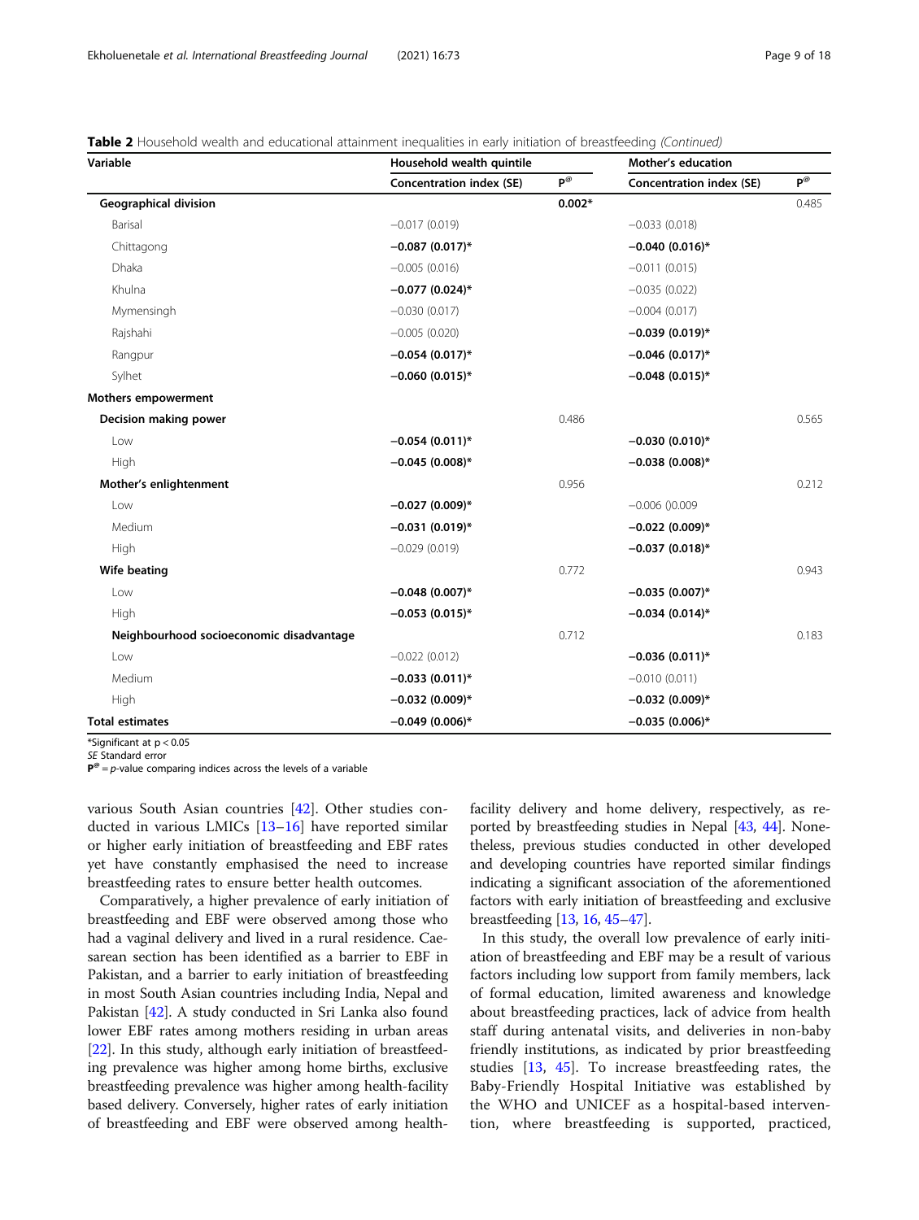**Table 2** Household wealth and educational attainment inequalities in early initiation of breastfeeding *(Continued)*

| Variable | Household wealth quintile | | Mother's education | |
|---|---|---|---|---|
| | Concentration index (SE) | P[@] | Concentration index (SE) | P[@] |
| **Geographical division** | | **0.002*** | | 0.485 |
| Barisal | −0.017 (0.019) | | −0.033 (0.018) | |
| Chittagong | **−0.087 (0.017)*** | | **−0.040 (0.016)*** | |
| Dhaka | −0.005 (0.016) | | −0.011 (0.015) | |
| Khulna | **−0.077 (0.024)*** | | −0.035 (0.022) | |
| Mymensingh | −0.030 (0.017) | | −0.004 (0.017) | |
| Rajshahi | −0.005 (0.020) | | **−0.039 (0.019)*** | |
| Rangpur | **−0.054 (0.017)*** | | **−0.046 (0.017)*** | |
| Sylhet | **−0.060 (0.015)*** | | **−0.048 (0.015)*** | |
| **Mothers empowerment** | | | | |
| **Decision making power** | | 0.486 | | 0.565 |
| Low | **−0.054 (0.011)*** | | **−0.030 (0.010)*** | |
| High | **−0.045 (0.008)*** | | **−0.038 (0.008)*** | |
| **Mother's enlightenment** | | 0.956 | | 0.212 |
| Low | **−0.027 (0.009)*** | | −0.006 ()0.009 | |
| Medium | **−0.031 (0.019)*** | | **−0.022 (0.009)*** | |
| High | −0.029 (0.019) | | **−0.037 (0.018)*** | |
| **Wife beating** | | 0.772 | | 0.943 |
| Low | **−0.048 (0.007)*** | | **−0.035 (0.007)*** | |
| High | **−0.053 (0.015)*** | | **−0.034 (0.014)*** | |
| **Neighbourhood socioeconomic disadvantage** | | 0.712 | | 0.183 |
| Low | −0.022 (0.012) | | **−0.036 (0.011)*** | |
| Medium | **−0.033 (0.011)*** | | −0.010 (0.011) | |
| High | **−0.032 (0.009)*** | | **−0.032 (0.009)*** | |
| **Total estimates** | **−0.049 (0.006)*** | | **−0.035 (0.006)*** | |

*Significant at $p < 0.05$
*SE* Standard error
**P[@]** = *p*-value comparing indices across the levels of a variable

various South Asian countries [42]. Other studies conducted in various LMICs [13–16] have reported similar or higher early initiation of breastfeeding and EBF rates yet have constantly emphasised the need to increase breastfeeding rates to ensure better health outcomes.

Comparatively, a higher prevalence of early initiation of breastfeeding and EBF were observed among those who had a vaginal delivery and lived in a rural residence. Caesarean section has been identified as a barrier to EBF in Pakistan, and a barrier to early initiation of breastfeeding in most South Asian countries including India, Nepal and Pakistan [42]. A study conducted in Sri Lanka also found lower EBF rates among mothers residing in urban areas [22]. In this study, although early initiation of breastfeeding prevalence was higher among home births, exclusive breastfeeding prevalence was higher among health-facility based delivery. Conversely, higher rates of early initiation of breastfeeding and EBF were observed among health-facility delivery and home delivery, respectively, as reported by breastfeeding studies in Nepal [43, 44]. Nonetheless, previous studies conducted in other developed and developing countries have reported similar findings indicating a significant association of the aforementioned factors with early initiation of breastfeeding and exclusive breastfeeding [13, 16, 45–47].

In this study, the overall low prevalence of early initiation of breastfeeding and EBF may be a result of various factors including low support from family members, lack of formal education, limited awareness and knowledge about breastfeeding practices, lack of advice from health staff during antenatal visits, and deliveries in non-baby friendly institutions, as indicated by prior breastfeeding studies [13, 45]. To increase breastfeeding rates, the Baby-Friendly Hospital Initiative was established by the WHO and UNICEF as a hospital-based intervention, where breastfeeding is supported, practiced,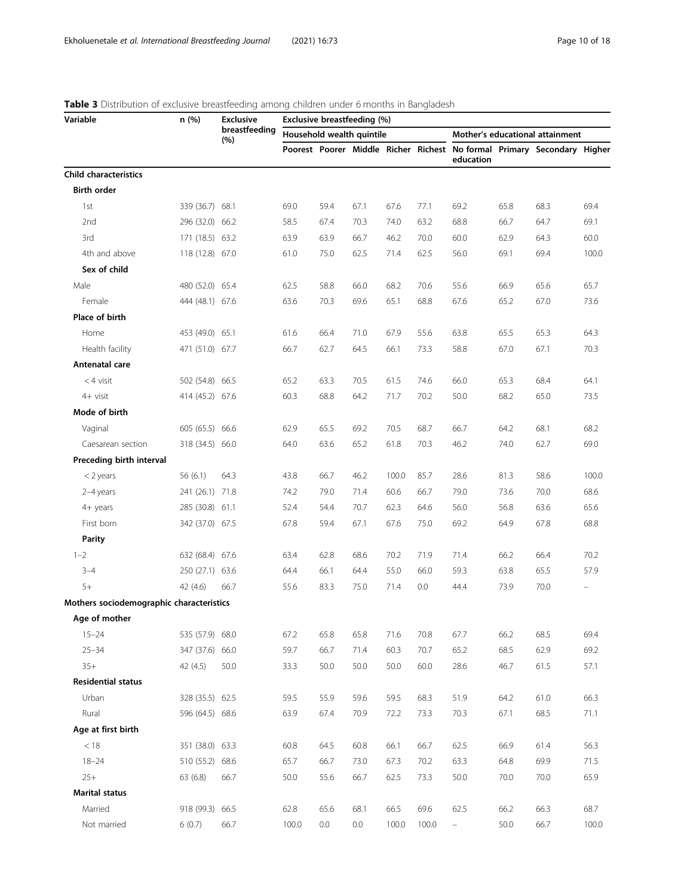**Table 3** Distribution of exclusive breastfeeding among children under 6 months in Bangladesh

| Variable | n (%) | Exclusive breastfeeding (%) | Exclusive breastfeeding (%) | | | | | | | | |
|---|---|---|---|---|---|---|---|---|---|---|---|
| | | | Household wealth quintile | | | | | Mother's educational attainment | | | |
| | | | Poorest | Poorer | Middle | Richer | Richest | No formal education | Primary | Secondary | Higher |
| **Child characteristics** | | | | | | | | | | | |
| **Birth order** | | | | | | | | | | | |
| 1st | 339 (36.7) | 68.1 | 69.0 | 59.4 | 67.1 | 67.6 | 77.1 | 69.2 | 65.8 | 68.3 | 69.4 |
| 2nd | 296 (32.0) | 66.2 | 58.5 | 67.4 | 70.3 | 74.0 | 63.2 | 68.8 | 66.7 | 64.7 | 69.1 |
| 3rd | 171 (18.5) | 63.2 | 63.9 | 63.9 | 66.7 | 46.2 | 70.0 | 60.0 | 62.9 | 64.3 | 60.0 |
| 4th and above | 118 (12.8) | 67.0 | 61.0 | 75.0 | 62.5 | 71.4 | 62.5 | 56.0 | 69.1 | 69.4 | 100.0 |
| **Sex of child** | | | | | | | | | | | |
| Male | 480 (52.0) | 65.4 | 62.5 | 58.8 | 66.0 | 68.2 | 70.6 | 55.6 | 66.9 | 65.6 | 65.7 |
| Female | 444 (48.1) | 67.6 | 63.6 | 70.3 | 69.6 | 65.1 | 68.8 | 67.6 | 65.2 | 67.0 | 73.6 |
| **Place of birth** | | | | | | | | | | | |
| Home | 453 (49.0) | 65.1 | 61.6 | 66.4 | 71.0 | 67.9 | 55.6 | 63.8 | 65.5 | 65.3 | 64.3 |
| Health facility | 471 (51.0) | 67.7 | 66.7 | 62.7 | 64.5 | 66.1 | 73.3 | 58.8 | 67.0 | 67.1 | 70.3 |
| **Antenatal care** | | | | | | | | | | | |
| < 4 visit | 502 (54.8) | 66.5 | 65.2 | 63.3 | 70.5 | 61.5 | 74.6 | 66.0 | 65.3 | 68.4 | 64.1 |
| 4+ visit | 414 (45.2) | 67.6 | 60.3 | 68.8 | 64.2 | 71.7 | 70.2 | 50.0 | 68.2 | 65.0 | 73.5 |
| **Mode of birth** | | | | | | | | | | | |
| Vaginal | 605 (65.5) | 66.6 | 62.9 | 65.5 | 69.2 | 70.5 | 68.7 | 66.7 | 64.2 | 68.1 | 68.2 |
| Caesarean section | 318 (34.5) | 66.0 | 64.0 | 63.6 | 65.2 | 61.8 | 70.3 | 46.2 | 74.0 | 62.7 | 69.0 |
| **Preceding birth interval** | | | | | | | | | | | |
| < 2 years | 56 (6.1) | 64.3 | 43.8 | 66.7 | 46.2 | 100.0 | 85.7 | 28.6 | 81.3 | 58.6 | 100.0 |
| 2–4 years | 241 (26.1) | 71.8 | 74.2 | 79.0 | 71.4 | 60.6 | 66.7 | 79.0 | 73.6 | 70.0 | 68.6 |
| 4+ years | 285 (30.8) | 61.1 | 52.4 | 54.4 | 70.7 | 62.3 | 64.6 | 56.0 | 56.8 | 63.6 | 65.6 |
| First born | 342 (37.0) | 67.5 | 67.8 | 59.4 | 67.1 | 67.6 | 75.0 | 69.2 | 64.9 | 67.8 | 68.8 |
| **Parity** | | | | | | | | | | | |
| 1–2 | 632 (68.4) | 67.6 | 63.4 | 62.8 | 68.6 | 70.2 | 71.9 | 71.4 | 66.2 | 66.4 | 70.2 |
| 3–4 | 250 (27.1) | 63.6 | 64.4 | 66.1 | 64.4 | 55.0 | 66.0 | 59.3 | 63.8 | 65.5 | 57.9 |
| 5+ | 42 (4.6) | 66.7 | 55.6 | 83.3 | 75.0 | 71.4 | 0.0 | 44.4 | 73.9 | 70.0 | – |
| **Mothers sociodemographic characteristics** | | | | | | | | | | | |
| **Age of mother** | | | | | | | | | | | |
| 15–24 | 535 (57.9) | 68.0 | 67.2 | 65.8 | 65.8 | 71.6 | 70.8 | 67.7 | 66.2 | 68.5 | 69.4 |
| 25–34 | 347 (37.6) | 66.0 | 59.7 | 66.7 | 71.4 | 60.3 | 70.7 | 65.2 | 68.5 | 62.9 | 69.2 |
| 35+ | 42 (4.5) | 50.0 | 33.3 | 50.0 | 50.0 | 50.0 | 60.0 | 28.6 | 46.7 | 61.5 | 57.1 |
| **Residential status** | | | | | | | | | | | |
| Urban | 328 (35.5) | 62.5 | 59.5 | 55.9 | 59.6 | 59.5 | 68.3 | 51.9 | 64.2 | 61.0 | 66.3 |
| Rural | 596 (64.5) | 68.6 | 63.9 | 67.4 | 70.9 | 72.2 | 73.3 | 70.3 | 67.1 | 68.5 | 71.1 |
| **Age at first birth** | | | | | | | | | | | |
| < 18 | 351 (38.0) | 63.3 | 60.8 | 64.5 | 60.8 | 66.1 | 66.7 | 62.5 | 66.9 | 61.4 | 56.3 |
| 18–24 | 510 (55.2) | 68.6 | 65.7 | 66.7 | 73.0 | 67.3 | 70.2 | 63.3 | 64.8 | 69.9 | 71.5 |
| 25+ | 63 (6.8) | 66.7 | 50.0 | 55.6 | 66.7 | 62.5 | 73.3 | 50.0 | 70.0 | 70.0 | 65.9 |
| **Marital status** | | | | | | | | | | | |
| Married | 918 (99.3) | 66.5 | 62.8 | 65.6 | 68.1 | 66.5 | 69.6 | 62.5 | 66.2 | 66.3 | 68.7 |
| Not married | 6 (0.7) | 66.7 | 100.0 | 0.0 | 0.0 | 100.0 | 100.0 | – | 50.0 | 66.7 | 100.0 |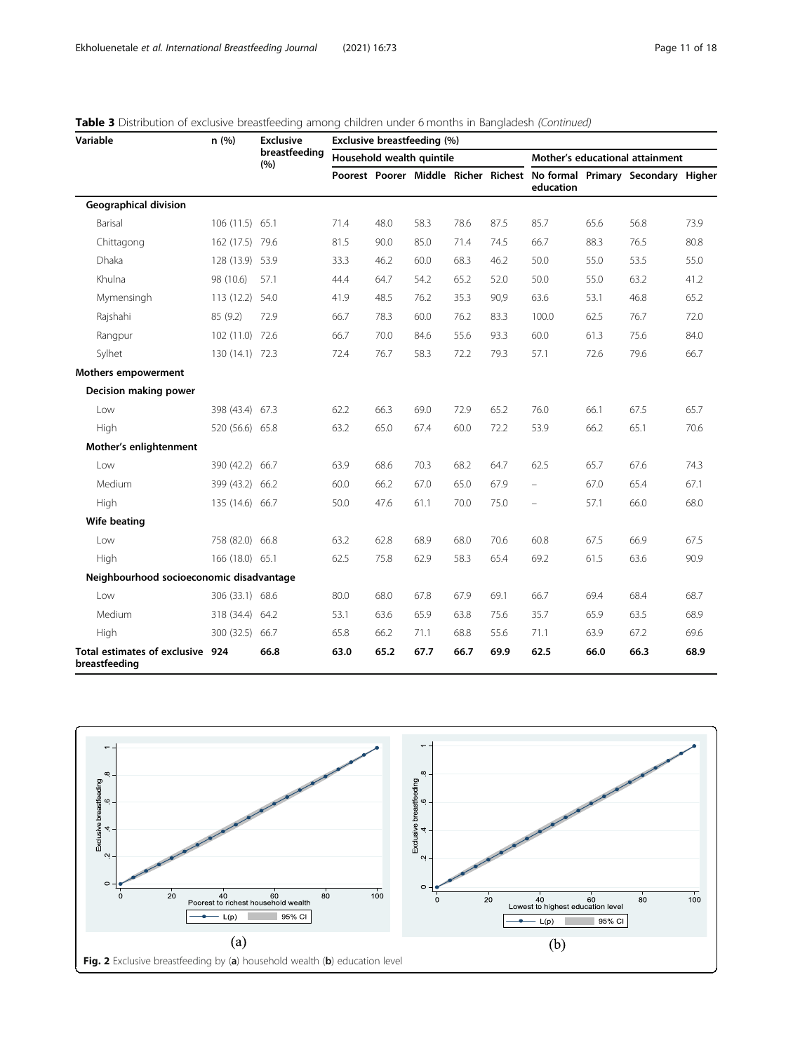**Table 3** Distribution of exclusive breastfeeding among children under 6 months in Bangladesh *(Continued)*

| Variable | n (%) | Exclusive breastfeeding (%) | Exclusive breastfeeding (%) | | | | | | | | |
|---|---|---|---|---|---|---|---|---|---|---|---|
| | | | Household wealth quintile | | | | | Mother's educational attainment | | | |
| | | | Poorest | Poorer | Middle | Richer | Richest | No formal education | Primary | Secondary | Higher |
| **Geographical division** | | | | | | | | | | | |
| Barisal | 106 (11.5) | 65.1 | 71.4 | 48.0 | 58.3 | 78.6 | 87.5 | 85.7 | 65.6 | 56.8 | 73.9 |
| Chittagong | 162 (17.5) | 79.6 | 81.5 | 90.0 | 85.0 | 71.4 | 74.5 | 66.7 | 88.3 | 76.5 | 80.8 |
| Dhaka | 128 (13.9) | 53.9 | 33.3 | 46.2 | 60.0 | 68.3 | 46.2 | 50.0 | 55.0 | 53.5 | 55.0 |
| Khulna | 98 (10.6) | 57.1 | 44.4 | 64.7 | 54.2 | 65.2 | 52.0 | 50.0 | 55.0 | 63.2 | 41.2 |
| Mymensingh | 113 (12.2) | 54.0 | 41.9 | 48.5 | 76.2 | 35.3 | 90,9 | 63.6 | 53.1 | 46.8 | 65.2 |
| Rajshahi | 85 (9.2) | 72.9 | 66.7 | 78.3 | 60.0 | 76.2 | 83.3 | 100.0 | 62.5 | 76.7 | 72.0 |
| Rangpur | 102 (11.0) | 72.6 | 66.7 | 70.0 | 84.6 | 55.6 | 93.3 | 60.0 | 61.3 | 75.6 | 84.0 |
| Sylhet | 130 (14.1) | 72.3 | 72.4 | 76.7 | 58.3 | 72.2 | 79.3 | 57.1 | 72.6 | 79.6 | 66.7 |
| **Mothers empowerment** | | | | | | | | | | | |
| **Decision making power** | | | | | | | | | | | |
| Low | 398 (43.4) | 67.3 | 62.2 | 66.3 | 69.0 | 72.9 | 65.2 | 76.0 | 66.1 | 67.5 | 65.7 |
| High | 520 (56.6) | 65.8 | 63.2 | 65.0 | 67.4 | 60.0 | 72.2 | 53.9 | 66.2 | 65.1 | 70.6 |
| **Mother's enlightenment** | | | | | | | | | | | |
| Low | 390 (42.2) | 66.7 | 63.9 | 68.6 | 70.3 | 68.2 | 64.7 | 62.5 | 65.7 | 67.6 | 74.3 |
| Medium | 399 (43.2) | 66.2 | 60.0 | 66.2 | 67.0 | 65.0 | 67.9 | – | 67.0 | 65.4 | 67.1 |
| High | 135 (14.6) | 66.7 | 50.0 | 47.6 | 61.1 | 70.0 | 75.0 | – | 57.1 | 66.0 | 68.0 |
| **Wife beating** | | | | | | | | | | | |
| Low | 758 (82.0) | 66.8 | 63.2 | 62.8 | 68.9 | 68.0 | 70.6 | 60.8 | 67.5 | 66.9 | 67.5 |
| High | 166 (18.0) | 65.1 | 62.5 | 75.8 | 62.9 | 58.3 | 65.4 | 69.2 | 61.5 | 63.6 | 90.9 |
| **Neighbourhood socioeconomic disadvantage** | | | | | | | | | | | |
| Low | 306 (33.1) | 68.6 | 80.0 | 68.0 | 67.8 | 67.9 | 69.1 | 66.7 | 69.4 | 68.4 | 68.7 |
| Medium | 318 (34.4) | 64.2 | 53.1 | 63.6 | 65.9 | 63.8 | 75.6 | 35.7 | 65.9 | 63.5 | 68.9 |
| High | 300 (32.5) | 66.7 | 65.8 | 66.2 | 71.1 | 68.8 | 55.6 | 71.1 | 63.9 | 67.2 | 69.6 |
| **Total estimates of exclusive breastfeeding** | **924** | **66.8** | **63.0** | **65.2** | **67.7** | **66.7** | **69.9** | **62.5** | **66.0** | **66.3** | **68.9** |

**Fig. 2** Exclusive breastfeeding by (**a**) household wealth (**b**) education level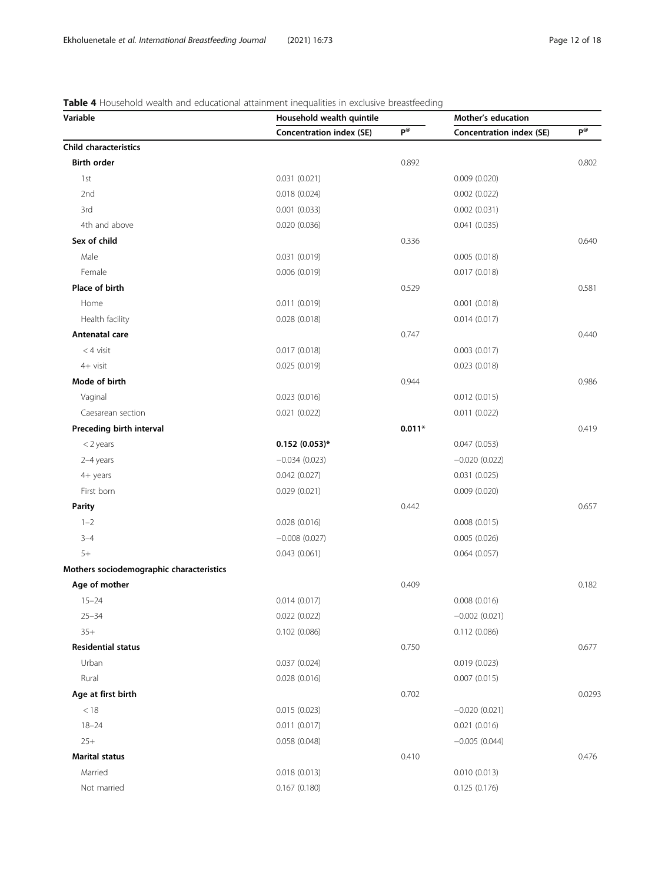**Table 4** Household wealth and educational attainment inequalities in exclusive breastfeeding

| Variable | Household wealth quintile | | Mother's education | |
|---|---|---|---|---|
| | Concentration index (SE) | P[@] | Concentration index (SE) | P[@] |
| **Child characteristics** | | | | |
| **Birth order** | | 0.892 | | 0.802 |
| 1st | 0.031 (0.021) | | 0.009 (0.020) | |
| 2nd | 0.018 (0.024) | | 0.002 (0.022) | |
| 3rd | 0.001 (0.033) | | 0.002 (0.031) | |
| 4th and above | 0.020 (0.036) | | 0.041 (0.035) | |
| **Sex of child** | | 0.336 | | 0.640 |
| Male | 0.031 (0.019) | | 0.005 (0.018) | |
| Female | 0.006 (0.019) | | 0.017 (0.018) | |
| **Place of birth** | | 0.529 | | 0.581 |
| Home | 0.011 (0.019) | | 0.001 (0.018) | |
| Health facility | 0.028 (0.018) | | 0.014 (0.017) | |
| **Antenatal care** | | 0.747 | | 0.440 |
| < 4 visit | 0.017 (0.018) | | 0.003 (0.017) | |
| 4+ visit | 0.025 (0.019) | | 0.023 (0.018) | |
| **Mode of birth** | | 0.944 | | 0.986 |
| Vaginal | 0.023 (0.016) | | 0.012 (0.015) | |
| Caesarean section | 0.021 (0.022) | | 0.011 (0.022) | |
| **Preceding birth interval** | | **0.011*** | | 0.419 |
| < 2 years | **0.152 (0.053)*** | | 0.047 (0.053) | |
| 2–4 years | −0.034 (0.023) | | −0.020 (0.022) | |
| 4+ years | 0.042 (0.027) | | 0.031 (0.025) | |
| First born | 0.029 (0.021) | | 0.009 (0.020) | |
| **Parity** | | 0.442 | | 0.657 |
| 1–2 | 0.028 (0.016) | | 0.008 (0.015) | |
| 3–4 | −0.008 (0.027) | | 0.005 (0.026) | |
| 5+ | 0.043 (0.061) | | 0.064 (0.057) | |
| **Mothers sociodemographic characteristics** | | | | |
| **Age of mother** | | 0.409 | | 0.182 |
| 15–24 | 0.014 (0.017) | | 0.008 (0.016) | |
| 25–34 | 0.022 (0.022) | | −0.002 (0.021) | |
| 35+ | 0.102 (0.086) | | 0.112 (0.086) | |
| **Residential status** | | 0.750 | | 0.677 |
| Urban | 0.037 (0.024) | | 0.019 (0.023) | |
| Rural | 0.028 (0.016) | | 0.007 (0.015) | |
| **Age at first birth** | | 0.702 | | 0.0293 |
| < 18 | 0.015 (0.023) | | −0.020 (0.021) | |
| 18–24 | 0.011 (0.017) | | 0.021 (0.016) | |
| 25+ | 0.058 (0.048) | | −0.005 (0.044) | |
| **Marital status** | | 0.410 | | 0.476 |
| Married | 0.018 (0.013) | | 0.010 (0.013) | |
| Not married | 0.167 (0.180) | | 0.125 (0.176) | |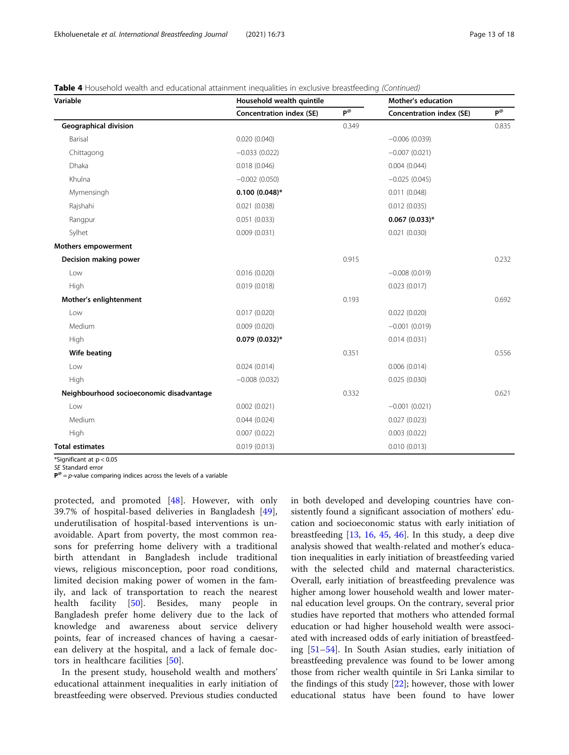**Table 4** Household wealth and educational attainment inequalities in exclusive breastfeeding *(Continued)*

| Variable | Household wealth quintile | | Mother's education | |
|---|---|---|---|---|
| | Concentration index (SE) | P[@] | Concentration index (SE) | P[@] |
| **Geographical division** | | 0.349 | | 0.835 |
| Barisal | 0.020 (0.040) | | −0.006 (0.039) | |
| Chittagong | −0.033 (0.022) | | −0.007 (0.021) | |
| Dhaka | 0.018 (0.046) | | 0.004 (0.044) | |
| Khulna | −0.002 (0.050) | | −0.025 (0.045) | |
| Mymensingh | **0.100 (0.048)*** | | 0.011 (0.048) | |
| Rajshahi | 0.021 (0.038) | | 0.012 (0.035) | |
| Rangpur | 0.051 (0.033) | | **0.067 (0.033)*** | |
| Sylhet | 0.009 (0.031) | | 0.021 (0.030) | |
| **Mothers empowerment** | | | | |
| **Decision making power** | | 0.915 | | 0.232 |
| Low | 0.016 (0.020) | | −0.008 (0.019) | |
| High | 0.019 (0.018) | | 0.023 (0.017) | |
| **Mother's enlightenment** | | 0.193 | | 0.692 |
| Low | 0.017 (0.020) | | 0.022 (0.020) | |
| Medium | 0.009 (0.020) | | −0.001 (0.019) | |
| High | **0.079 (0.032)*** | | 0.014 (0.031) | |
| **Wife beating** | | 0.351 | | 0.556 |
| Low | 0.024 (0.014) | | 0.006 (0.014) | |
| High | −0.008 (0.032) | | 0.025 (0.030) | |
| **Neighbourhood socioeconomic disadvantage** | | 0.332 | | 0.621 |
| Low | 0.002 (0.021) | | −0.001 (0.021) | |
| Medium | 0.044 (0.024) | | 0.027 (0.023) | |
| High | 0.007 (0.022) | | 0.003 (0.022) | |
| **Total estimates** | 0.019 (0.013) | | 0.010 (0.013) | |

*Significant at $p < 0.05$

*SE* Standard error

**P**[@] = *p*-value comparing indices across the levels of a variable

protected, and promoted [48]. However, with only 39.7% of hospital-based deliveries in Bangladesh [49], underutilisation of hospital-based interventions is unavoidable. Apart from poverty, the most common reasons for preferring home delivery with a traditional birth attendant in Bangladesh include traditional views, religious misconception, poor road conditions, limited decision making power of women in the family, and lack of transportation to reach the nearest health facility [50]. Besides, many people in Bangladesh prefer home delivery due to the lack of knowledge and awareness about service delivery points, fear of increased chances of having a caesarean delivery at the hospital, and a lack of female doctors in healthcare facilities [50].

In the present study, household wealth and mothers' educational attainment inequalities in early initiation of breastfeeding were observed. Previous studies conducted in both developed and developing countries have consistently found a significant association of mothers' education and socioeconomic status with early initiation of breastfeeding [13, 16, 45, 46]. In this study, a deep dive analysis showed that wealth-related and mother's education inequalities in early initiation of breastfeeding varied with the selected child and maternal characteristics. Overall, early initiation of breastfeeding prevalence was higher among lower household wealth and lower maternal education level groups. On the contrary, several prior studies have reported that mothers who attended formal education or had higher household wealth were associated with increased odds of early initiation of breastfeeding [51–54]. In South Asian studies, early initiation of breastfeeding prevalence was found to be lower among those from richer wealth quintile in Sri Lanka similar to the findings of this study [22]; however, those with lower educational status have been found to have lower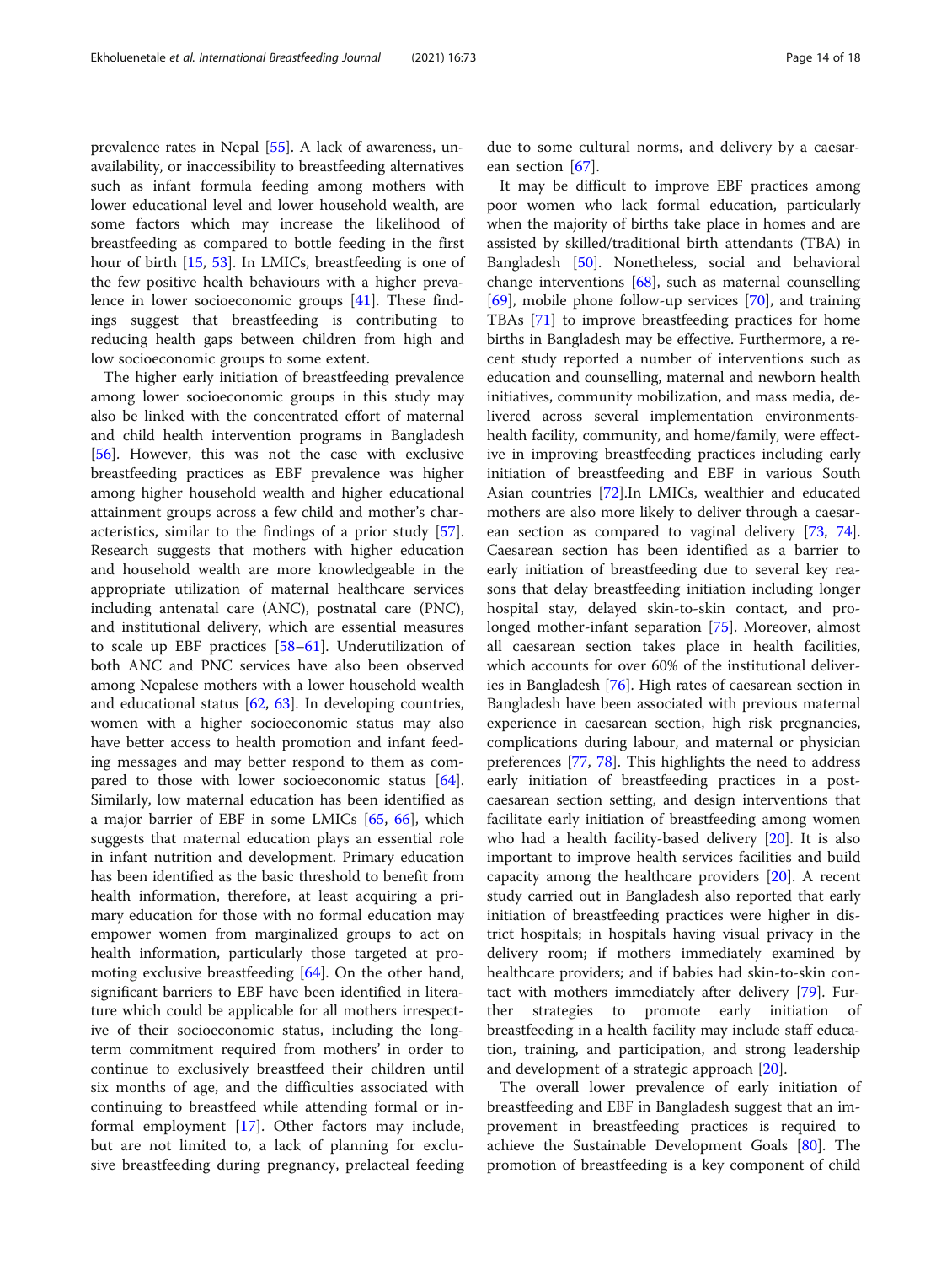prevalence rates in Nepal [55]. A lack of awareness, unavailability, or inaccessibility to breastfeeding alternatives such as infant formula feeding among mothers with lower educational level and lower household wealth, are some factors which may increase the likelihood of breastfeeding as compared to bottle feeding in the first hour of birth [15, 53]. In LMICs, breastfeeding is one of the few positive health behaviours with a higher prevalence in lower socioeconomic groups [41]. These findings suggest that breastfeeding is contributing to reducing health gaps between children from high and low socioeconomic groups to some extent.

The higher early initiation of breastfeeding prevalence among lower socioeconomic groups in this study may also be linked with the concentrated effort of maternal and child health intervention programs in Bangladesh [56]. However, this was not the case with exclusive breastfeeding practices as EBF prevalence was higher among higher household wealth and higher educational attainment groups across a few child and mother's characteristics, similar to the findings of a prior study [57]. Research suggests that mothers with higher education and household wealth are more knowledgeable in the appropriate utilization of maternal healthcare services including antenatal care (ANC), postnatal care (PNC), and institutional delivery, which are essential measures to scale up EBF practices [58–61]. Underutilization of both ANC and PNC services have also been observed among Nepalese mothers with a lower household wealth and educational status [62, 63]. In developing countries, women with a higher socioeconomic status may also have better access to health promotion and infant feeding messages and may better respond to them as compared to those with lower socioeconomic status [64]. Similarly, low maternal education has been identified as a major barrier of EBF in some LMICs [65, 66], which suggests that maternal education plays an essential role in infant nutrition and development. Primary education has been identified as the basic threshold to benefit from health information, therefore, at least acquiring a primary education for those with no formal education may empower women from marginalized groups to act on health information, particularly those targeted at promoting exclusive breastfeeding [64]. On the other hand, significant barriers to EBF have been identified in literature which could be applicable for all mothers irrespective of their socioeconomic status, including the long-term commitment required from mothers' in order to continue to exclusively breastfeed their children until six months of age, and the difficulties associated with continuing to breastfeed while attending formal or informal employment [17]. Other factors may include, but are not limited to, a lack of planning for exclusive breastfeeding during pregnancy, prelacteal feeding due to some cultural norms, and delivery by a caesarean section [67].

It may be difficult to improve EBF practices among poor women who lack formal education, particularly when the majority of births take place in homes and are assisted by skilled/traditional birth attendants (TBA) in Bangladesh [50]. Nonetheless, social and behavioral change interventions [68], such as maternal counselling [69], mobile phone follow-up services [70], and training TBAs [71] to improve breastfeeding practices for home births in Bangladesh may be effective. Furthermore, a recent study reported a number of interventions such as education and counselling, maternal and newborn health initiatives, community mobilization, and mass media, delivered across several implementation environments-health facility, community, and home/family, were effective in improving breastfeeding practices including early initiation of breastfeeding and EBF in various South Asian countries [72].In LMICs, wealthier and educated mothers are also more likely to deliver through a caesarean section as compared to vaginal delivery [73, 74]. Caesarean section has been identified as a barrier to early initiation of breastfeeding due to several key reasons that delay breastfeeding initiation including longer hospital stay, delayed skin-to-skin contact, and prolonged mother-infant separation [75]. Moreover, almost all caesarean section takes place in health facilities, which accounts for over 60% of the institutional deliveries in Bangladesh [76]. High rates of caesarean section in Bangladesh have been associated with previous maternal experience in caesarean section, high risk pregnancies, complications during labour, and maternal or physician preferences [77, 78]. This highlights the need to address early initiation of breastfeeding practices in a post-caesarean section setting, and design interventions that facilitate early initiation of breastfeeding among women who had a health facility-based delivery [20]. It is also important to improve health services facilities and build capacity among the healthcare providers [20]. A recent study carried out in Bangladesh also reported that early initiation of breastfeeding practices were higher in district hospitals; in hospitals having visual privacy in the delivery room; if mothers immediately examined by healthcare providers; and if babies had skin-to-skin contact with mothers immediately after delivery [79]. Further strategies to promote early initiation of breastfeeding in a health facility may include staff education, training, and participation, and strong leadership and development of a strategic approach [20].

The overall lower prevalence of early initiation of breastfeeding and EBF in Bangladesh suggest that an improvement in breastfeeding practices is required to achieve the Sustainable Development Goals [80]. The promotion of breastfeeding is a key component of child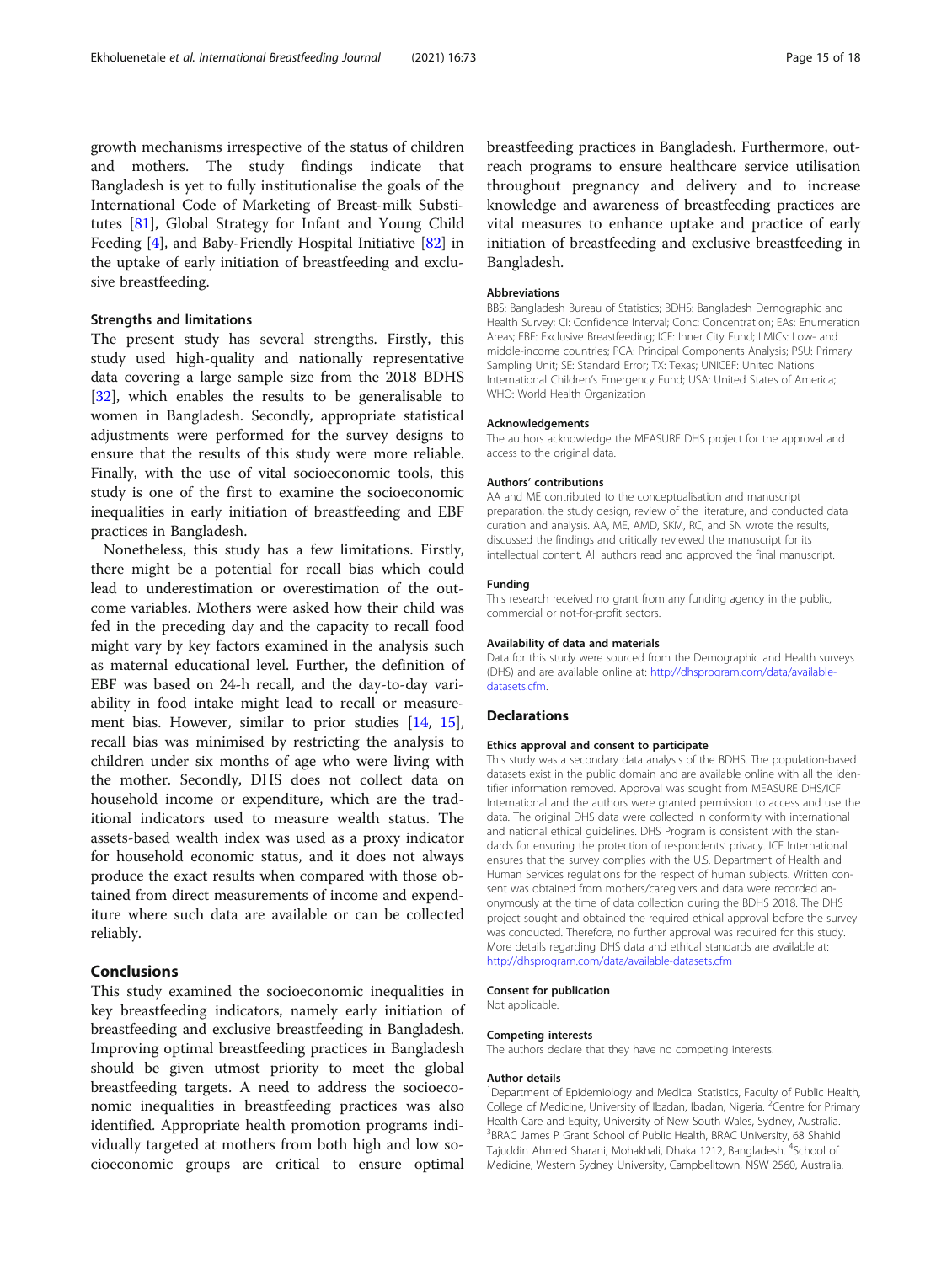growth mechanisms irrespective of the status of children and mothers. The study findings indicate that Bangladesh is yet to fully institutionalise the goals of the International Code of Marketing of Breast-milk Substitutes [81], Global Strategy for Infant and Young Child Feeding [4], and Baby-Friendly Hospital Initiative [82] in the uptake of early initiation of breastfeeding and exclusive breastfeeding.

### Strengths and limitations

The present study has several strengths. Firstly, this study used high-quality and nationally representative data covering a large sample size from the 2018 BDHS [32], which enables the results to be generalisable to women in Bangladesh. Secondly, appropriate statistical adjustments were performed for the survey designs to ensure that the results of this study were more reliable. Finally, with the use of vital socioeconomic tools, this study is one of the first to examine the socioeconomic inequalities in early initiation of breastfeeding and EBF practices in Bangladesh.

Nonetheless, this study has a few limitations. Firstly, there might be a potential for recall bias which could lead to underestimation or overestimation of the outcome variables. Mothers were asked how their child was fed in the preceding day and the capacity to recall food might vary by key factors examined in the analysis such as maternal educational level. Further, the definition of EBF was based on 24-h recall, and the day-to-day variability in food intake might lead to recall or measurement bias. However, similar to prior studies [14, 15], recall bias was minimised by restricting the analysis to children under six months of age who were living with the mother. Secondly, DHS does not collect data on household income or expenditure, which are the traditional indicators used to measure wealth status. The assets-based wealth index was used as a proxy indicator for household economic status, and it does not always produce the exact results when compared with those obtained from direct measurements of income and expenditure where such data are available or can be collected reliably.

## Conclusions

This study examined the socioeconomic inequalities in key breastfeeding indicators, namely early initiation of breastfeeding and exclusive breastfeeding in Bangladesh. Improving optimal breastfeeding practices in Bangladesh should be given utmost priority to meet the global breastfeeding targets. A need to address the socioeconomic inequalities in breastfeeding practices was also identified. Appropriate health promotion programs individually targeted at mothers from both high and low socioeconomic groups are critical to ensure optimal breastfeeding practices in Bangladesh. Furthermore, outreach programs to ensure healthcare service utilisation throughout pregnancy and delivery and to increase knowledge and awareness of breastfeeding practices are vital measures to enhance uptake and practice of early initiation of breastfeeding and exclusive breastfeeding in Bangladesh.

### Abbreviations

BBS: Bangladesh Bureau of Statistics; BDHS: Bangladesh Demographic and Health Survey; CI: Confidence Interval; Conc: Concentration; EAs: Enumeration Areas; EBF: Exclusive Breastfeeding; ICF: Inner City Fund; LMICs: Low- and middle-income countries; PCA: Principal Components Analysis; PSU: Primary Sampling Unit; SE: Standard Error; TX: Texas; UNICEF: United Nations International Children's Emergency Fund; USA: United States of America; WHO: World Health Organization

### Acknowledgements

The authors acknowledge the MEASURE DHS project for the approval and access to the original data.

### Authors' contributions

AA and ME contributed to the conceptualisation and manuscript preparation, the study design, review of the literature, and conducted data curation and analysis. AA, ME, AMD, SKM, RC, and SN wrote the results, discussed the findings and critically reviewed the manuscript for its intellectual content. All authors read and approved the final manuscript.

### Funding

This research received no grant from any funding agency in the public, commercial or not-for-profit sectors.

### Availability of data and materials

Data for this study were sourced from the Demographic and Health surveys (DHS) and are available online at: http://dhsprogram.com/data/available-datasets.cfm.

## Declarations

### Ethics approval and consent to participate

This study was a secondary data analysis of the BDHS. The population-based datasets exist in the public domain and are available online with all the identifier information removed. Approval was sought from MEASURE DHS/ICF International and the authors were granted permission to access and use the data. The original DHS data were collected in conformity with international and national ethical guidelines. DHS Program is consistent with the standards for ensuring the protection of respondents' privacy. ICF International ensures that the survey complies with the U.S. Department of Health and Human Services regulations for the respect of human subjects. Written consent was obtained from mothers/caregivers and data were recorded anonymously at the time of data collection during the BDHS 2018. The DHS project sought and obtained the required ethical approval before the survey was conducted. Therefore, no further approval was required for this study. More details regarding DHS data and ethical standards are available at: http://dhsprogram.com/data/available-datasets.cfm

### Consent for publication

Not applicable.

### Competing interests

The authors declare that they have no competing interests.

### Author details

[1]Department of Epidemiology and Medical Statistics, Faculty of Public Health, College of Medicine, University of Ibadan, Ibadan, Nigeria. [2]Centre for Primary Health Care and Equity, University of New South Wales, Sydney, Australia. [3]BRAC James P Grant School of Public Health, BRAC University, 68 Shahid Tajuddin Ahmed Sharani, Mohakhali, Dhaka 1212, Bangladesh. [4]School of Medicine, Western Sydney University, Campbelltown, NSW 2560, Australia.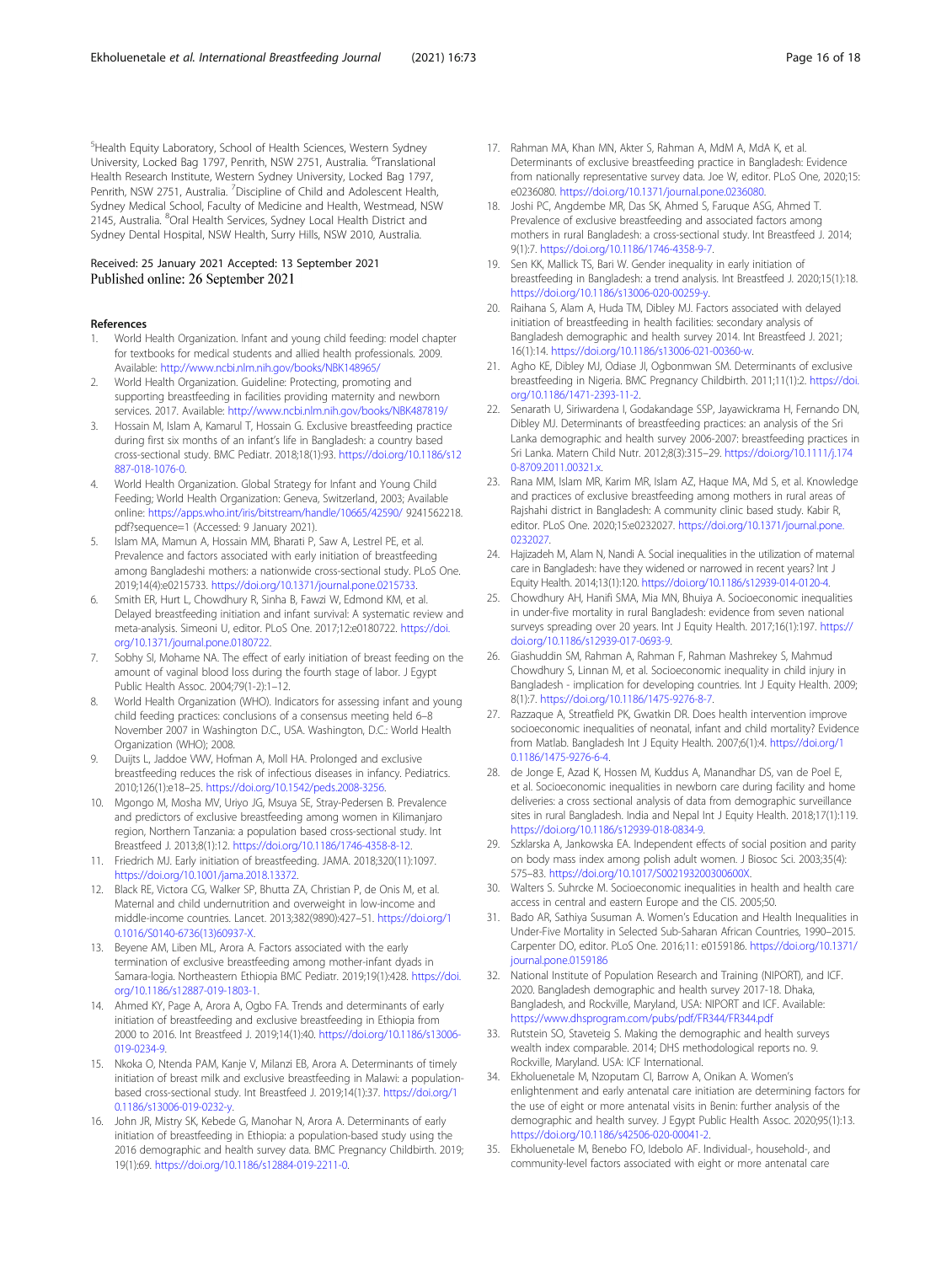[5]Health Equity Laboratory, School of Health Sciences, Western Sydney University, Locked Bag 1797, Penrith, NSW 2751, Australia. [6]Translational Health Research Institute, Western Sydney University, Locked Bag 1797, Penrith, NSW 2751, Australia. [7]Discipline of Child and Adolescent Health, Sydney Medical School, Faculty of Medicine and Health, Westmead, NSW 2145, Australia. [8]Oral Health Services, Sydney Local Health District and Sydney Dental Hospital, NSW Health, Surry Hills, NSW 2010, Australia.

Received: 25 January 2021 Accepted: 13 September 2021
Published online: 26 September 2021

## References

1. World Health Organization. Infant and young child feeding: model chapter for textbooks for medical students and allied health professionals. 2009. Available: http://www.ncbi.nlm.nih.gov/books/NBK148965/
2. World Health Organization. Guideline: Protecting, promoting and supporting breastfeeding in facilities providing maternity and newborn services. 2017. Available: http://www.ncbi.nlm.nih.gov/books/NBK487819/
3. Hossain M, Islam A, Kamarul T, Hossain G. Exclusive breastfeeding practice during first six months of an infant's life in Bangladesh: a country based cross-sectional study. BMC Pediatr. 2018;18(1):93. https://doi.org/10.1186/s12887-018-1076-0.
4. World Health Organization. Global Strategy for Infant and Young Child Feeding; World Health Organization: Geneva, Switzerland, 2003; Available online: https://apps.who.int/iris/bitstream/handle/10665/42590/ 9241562218.pdf?sequence=1 (Accessed: 9 January 2021).
5. Islam MA, Mamun A, Hossain MM, Bharati P, Saw A, Lestrel PE, et al. Prevalence and factors associated with early initiation of breastfeeding among Bangladeshi mothers: a nationwide cross-sectional study. PLoS One. 2019;14(4):e0215733. https://doi.org/10.1371/journal.pone.0215733.
6. Smith ER, Hurt L, Chowdhury R, Sinha B, Fawzi W, Edmond KM, et al. Delayed breastfeeding initiation and infant survival: A systematic review and meta-analysis. Simeoni U, editor. PLoS One. 2017;12:e0180722. https://doi.org/10.1371/journal.pone.0180722.
7. Sobhy SI, Mohame NA. The effect of early initiation of breast feeding on the amount of vaginal blood loss during the fourth stage of labor. J Egypt Public Health Assoc. 2004;79(1-2):1–12.
8. World Health Organization (WHO). Indicators for assessing infant and young child feeding practices: conclusions of a consensus meeting held 6–8 November 2007 in Washington D.C., USA. Washington, D.C.: World Health Organization (WHO); 2008.
9. Duijts L, Jaddoe VWV, Hofman A, Moll HA. Prolonged and exclusive breastfeeding reduces the risk of infectious diseases in infancy. Pediatrics. 2010;126(1):e18–25. https://doi.org/10.1542/peds.2008-3256.
10. Mgongo M, Mosha MV, Uriyo JG, Msuya SE, Stray-Pedersen B. Prevalence and predictors of exclusive breastfeeding among women in Kilimanjaro region, Northern Tanzania: a population based cross-sectional study. Int Breastfeed J. 2013;8(1):12. https://doi.org/10.1186/1746-4358-8-12.
11. Friedrich MJ. Early initiation of breastfeeding. JAMA. 2018;320(11):1097. https://doi.org/10.1001/jama.2018.13372.
12. Black RE, Victora CG, Walker SP, Bhutta ZA, Christian P, de Onis M, et al. Maternal and child undernutrition and overweight in low-income and middle-income countries. Lancet. 2013;382(9890):427–51. https://doi.org/10.1016/S0140-6736(13)60937-X.
13. Beyene AM, Liben ML, Arora A. Factors associated with the early termination of exclusive breastfeeding among mother-infant dyads in Samara-logia. Northeastern Ethiopia BMC Pediatr. 2019;19(1):428. https://doi.org/10.1186/s12887-019-1803-1.
14. Ahmed KY, Page A, Arora A, Ogbo FA. Trends and determinants of early initiation of breastfeeding and exclusive breastfeeding in Ethiopia from 2000 to 2016. Int Breastfeed J. 2019;14(1):40. https://doi.org/10.1186/s13006-019-0234-9.
15. Nkoka O, Ntenda PAM, Kanje V, Milanzi EB, Arora A. Determinants of timely initiation of breast milk and exclusive breastfeeding in Malawi: a population-based cross-sectional study. Int Breastfeed J. 2019;14(1):37. https://doi.org/10.1186/s13006-019-0232-y.
16. John JR, Mistry SK, Kebede G, Manohar N, Arora A. Determinants of early initiation of breastfeeding in Ethiopia: a population-based study using the 2016 demographic and health survey data. BMC Pregnancy Childbirth. 2019; 19(1):69. https://doi.org/10.1186/s12884-019-2211-0.
17. Rahman MA, Khan MN, Akter S, Rahman A, MdM A, MdA K, et al. Determinants of exclusive breastfeeding practice in Bangladesh: Evidence from nationally representative survey data. Joe W, editor. PLoS One, 2020;15: e0236080. https://doi.org/10.1371/journal.pone.0236080.
18. Joshi PC, Angdembe MR, Das SK, Ahmed S, Faruque ASG, Ahmed T. Prevalence of exclusive breastfeeding and associated factors among mothers in rural Bangladesh: a cross-sectional study. Int Breastfeed J. 2014; 9(1):7. https://doi.org/10.1186/1746-4358-9-7.
19. Sen KK, Mallick TS, Bari W. Gender inequality in early initiation of breastfeeding in Bangladesh: a trend analysis. Int Breastfeed J. 2020;15(1):18. https://doi.org/10.1186/s13006-020-00259-y.
20. Raihana S, Alam A, Huda TM, Dibley MJ. Factors associated with delayed initiation of breastfeeding in health facilities: secondary analysis of Bangladesh demographic and health survey 2014. Int Breastfeed J. 2021; 16(1):14. https://doi.org/10.1186/s13006-021-00360-w.
21. Agho KE, Dibley MJ, Odiase JI, Ogbonmwan SM. Determinants of exclusive breastfeeding in Nigeria. BMC Pregnancy Childbirth. 2011;11(1):2. https://doi.org/10.1186/1471-2393-11-2.
22. Senarath U, Siriwardena I, Godakandage SSP, Jayawickrama H, Fernando DN, Dibley MJ. Determinants of breastfeeding practices: an analysis of the Sri Lanka demographic and health survey 2006-2007: breastfeeding practices in Sri Lanka. Matern Child Nutr. 2012;8(3):315–29. https://doi.org/10.1111/j.1740-8709.2011.00321.x.
23. Rana MM, Islam MR, Karim MR, Islam AZ, Haque MA, Md S, et al. Knowledge and practices of exclusive breastfeeding among mothers in rural areas of Rajshahi district in Bangladesh: A community clinic based study. Kabir R, editor. PLoS One. 2020;15:e0232027. https://doi.org/10.1371/journal.pone.0232027.
24. Hajizadeh M, Alam N, Nandi A. Social inequalities in the utilization of maternal care in Bangladesh: have they widened or narrowed in recent years? Int J Equity Health. 2014;13(1):120. https://doi.org/10.1186/s12939-014-0120-4.
25. Chowdhury AH, Hanifi SMA, Mia MN, Bhuiya A. Socioeconomic inequalities in under-five mortality in rural Bangladesh: evidence from seven national surveys spreading over 20 years. Int J Equity Health. 2017;16(1):197. https://doi.org/10.1186/s12939-017-0693-9.
26. Giashuddin SM, Rahman A, Rahman F, Rahman Mashrekey S, Mahmud Chowdhury S, Linnan M, et al. Socioeconomic inequality in child injury in Bangladesh - implication for developing countries. Int J Equity Health. 2009; 8(1):7. https://doi.org/10.1186/1475-9276-8-7.
27. Razzaque A, Streatfield PK, Gwatkin DR. Does health intervention improve socioeconomic inequalities of neonatal, infant and child mortality? Evidence from Matlab. Bangladesh Int J Equity Health. 2007;6(1):4. https://doi.org/10.1186/1475-9276-6-4.
28. de Jonge E, Azad K, Hossen M, Kuddus A, Manandhar DS, van de Poel E, et al. Socioeconomic inequalities in newborn care during facility and home deliveries: a cross sectional analysis of data from demographic surveillance sites in rural Bangladesh. India and Nepal Int J Equity Health. 2018;17(1):119. https://doi.org/10.1186/s12939-018-0834-9.
29. Szklarska A, Jankowska EA. Independent effects of social position and parity on body mass index among polish adult women. J Biosoc Sci. 2003;35(4): 575–83. https://doi.org/10.1017/S002193200300600X.
30. Walters S. Suhrcke M. Socioeconomic inequalities in health and health care access in central and eastern Europe and the CIS. 2005;50.
31. Bado AR, Sathiya Susuman A. Women's Education and Health Inequalities in Under-Five Mortality in Selected Sub-Saharan African Countries, 1990–2015. Carpenter DO, editor. PLoS One. 2016;11: e0159186. https://doi.org/10.1371/journal.pone.0159186
32. National Institute of Population Research and Training (NIPORT), and ICF. 2020. Bangladesh demographic and health survey 2017-18. Dhaka, Bangladesh, and Rockville, Maryland, USA: NIPORT and ICF. Available: https://www.dhsprogram.com/pubs/pdf/FR344/FR344.pdf
33. Rutstein SO, Staveteig S. Making the demographic and health surveys wealth index comparable. 2014; DHS methodological reports no. 9. Rockville, Maryland. USA: ICF International.
34. Ekholuenetale M, Nzoputam CI, Barrow A, Onikan A. Women's enlightenment and early antenatal care initiation are determining factors for the use of eight or more antenatal visits in Benin: further analysis of the demographic and health survey. J Egypt Public Health Assoc. 2020;95(1):13. https://doi.org/10.1186/s42506-020-00041-2.
35. Ekholuenetale M, Benebo FO, Idebolo AF. Individual-, household-, and community-level factors associated with eight or more antenatal care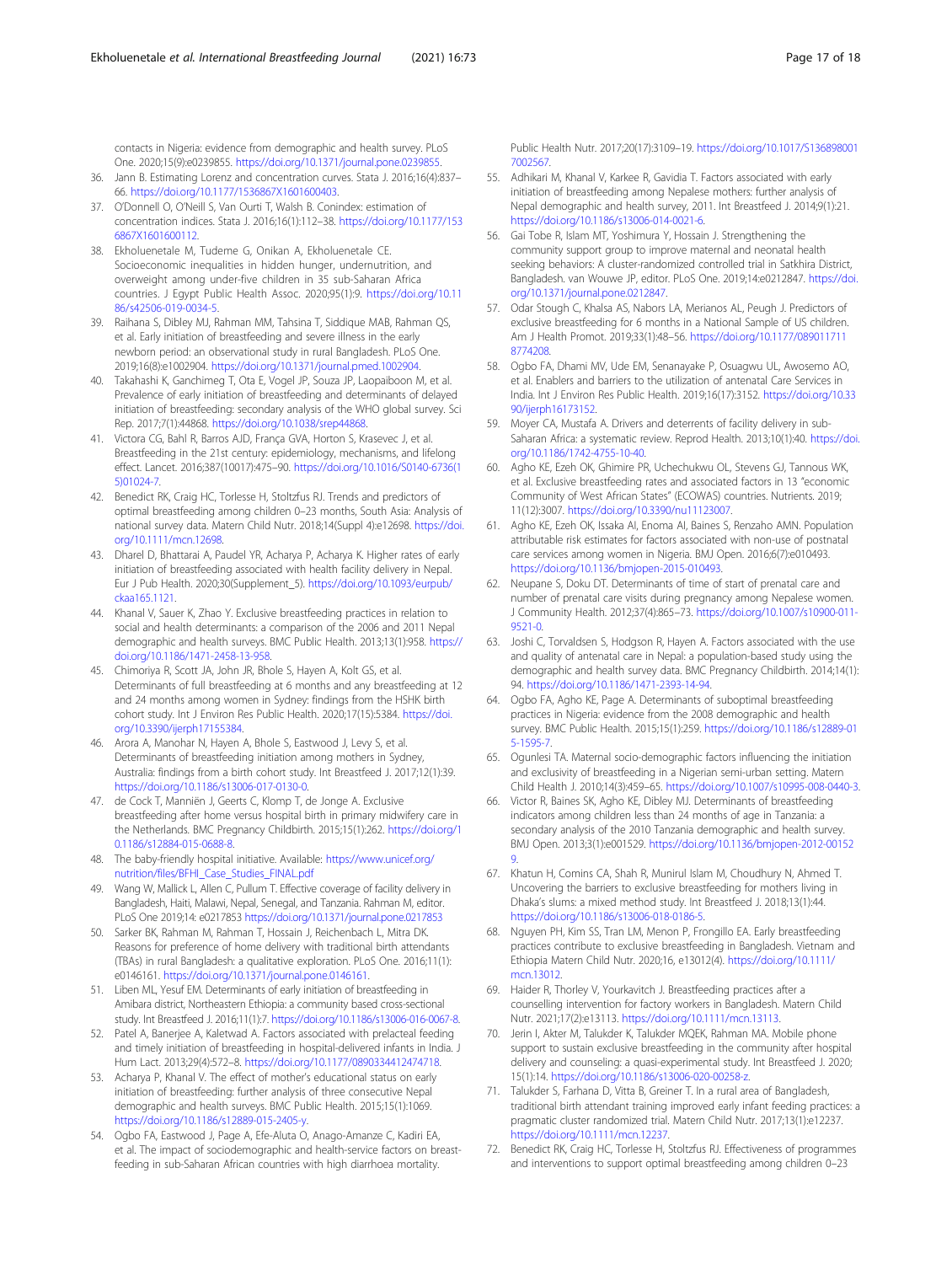contacts in Nigeria: evidence from demographic and health survey. PLoS One. 2020;15(9):e0239855. https://doi.org/10.1371/journal.pone.0239855.

36. Jann B. Estimating Lorenz and concentration curves. Stata J. 2016;16(4):837–66. https://doi.org/10.1177/1536867X1601600403.
37. O'Donnell O, O'Neill S, Van Ourti T, Walsh B. Conindex: estimation of concentration indices. Stata J. 2016;16(1):112–38. https://doi.org/10.1177/1536867X1601600112.
38. Ekholuenetale M, Tudeme G, Onikan A, Ekholuenetale CE. Socioeconomic inequalities in hidden hunger, undernutrition, and overweight among under-five children in 35 sub-Saharan Africa countries. J Egypt Public Health Assoc. 2020;95(1):9. https://doi.org/10.1186/s42506-019-0034-5.
39. Raihana S, Dibley MJ, Rahman MM, Tahsina T, Siddique MAB, Rahman QS, et al. Early initiation of breastfeeding and severe illness in the early newborn period: an observational study in rural Bangladesh. PLoS One. 2019;16(8):e1002904. https://doi.org/10.1371/journal.pmed.1002904.
40. Takahashi K, Ganchimeg T, Ota E, Vogel JP, Souza JP, Laopaiboon M, et al. Prevalence of early initiation of breastfeeding and determinants of delayed initiation of breastfeeding: secondary analysis of the WHO global survey. Sci Rep. 2017;7(1):44868. https://doi.org/10.1038/srep44868.
41. Victora CG, Bahl R, Barros AJD, França GVA, Horton S, Krasevec J, et al. Breastfeeding in the 21st century: epidemiology, mechanisms, and lifelong effect. Lancet. 2016;387(10017):475–90. https://doi.org/10.1016/S0140-6736(15)01024-7.
42. Benedict RK, Craig HC, Torlesse H, Stoltzfus RJ. Trends and predictors of optimal breastfeeding among children 0–23 months, South Asia: Analysis of national survey data. Matern Child Nutr. 2018;14(Suppl 4):e12698. https://doi.org/10.1111/mcn.12698.
43. Dharel D, Bhattarai A, Paudel YR, Acharya P, Acharya K. Higher rates of early initiation of breastfeeding associated with health facility delivery in Nepal. Eur J Pub Health. 2020;30(Supplement_5). https://doi.org/10.1093/eurpub/ckaa165.1121.
44. Khanal V, Sauer K, Zhao Y. Exclusive breastfeeding practices in relation to social and health determinants: a comparison of the 2006 and 2011 Nepal demographic and health surveys. BMC Public Health. 2013;13(1):958. https://doi.org/10.1186/1471-2458-13-958.
45. Chimoriya R, Scott JA, John JR, Bhole S, Hayen A, Kolt GS, et al. Determinants of full breastfeeding at 6 months and any breastfeeding at 12 and 24 months among women in Sydney: findings from the HSHK birth cohort study. Int J Environ Res Public Health. 2020;17(15):5384. https://doi.org/10.3390/ijerph17155384.
46. Arora A, Manohar N, Hayen A, Bhole S, Eastwood J, Levy S, et al. Determinants of breastfeeding initiation among mothers in Sydney, Australia: findings from a birth cohort study. Int Breastfeed J. 2017;12(1):39. https://doi.org/10.1186/s13006-017-0130-0.
47. de Cock T, Manniën J, Geerts C, Klomp T, de Jonge A. Exclusive breastfeeding after home versus hospital birth in primary midwifery care in the Netherlands. BMC Pregnancy Childbirth. 2015;15(1):262. https://doi.org/10.1186/s12884-015-0688-8.
48. The baby-friendly hospital initiative. Available: https://www.unicef.org/nutrition/files/BFHI_Case_Studies_FINAL.pdf
49. Wang W, Mallick L, Allen C, Pullum T. Effective coverage of facility delivery in Bangladesh, Haiti, Malawi, Nepal, Senegal, and Tanzania. Rahman M, editor. PLoS One 2019;14: e0217853 https://doi.org/10.1371/journal.pone.0217853
50. Sarker BK, Rahman M, Rahman T, Hossain J, Reichenbach L, Mitra DK. Reasons for preference of home delivery with traditional birth attendants (TBAs) in rural Bangladesh: a qualitative exploration. PLoS One. 2016;11(1):e0146161. https://doi.org/10.1371/journal.pone.0146161.
51. Liben ML, Yesuf EM. Determinants of early initiation of breastfeeding in Amibara district, Northeastern Ethiopia: a community based cross-sectional study. Int Breastfeed J. 2016;11(1):7. https://doi.org/10.1186/s13006-016-0067-8.
52. Patel A, Banerjee A, Kaletwad A. Factors associated with prelacteal feeding and timely initiation of breastfeeding in hospital-delivered infants in India. J Hum Lact. 2013;29(4):572–8. https://doi.org/10.1177/0890334412474718.
53. Acharya P, Khanal V. The effect of mother's educational status on early initiation of breastfeeding: further analysis of three consecutive Nepal demographic and health surveys. BMC Public Health. 2015;15(1):1069. https://doi.org/10.1186/s12889-015-2405-y.
54. Ogbo FA, Eastwood J, Page A, Efe-Aluta O, Anago-Amanze C, Kadiri EA, et al. The impact of sociodemographic and health-service factors on breast-feeding in sub-Saharan African countries with high diarrhoea mortality. Public Health Nutr. 2017;20(17):3109–19. https://doi.org/10.1017/S1368980017002567.
55. Adhikari M, Khanal V, Karkee R, Gavidia T. Factors associated with early initiation of breastfeeding among Nepalese mothers: further analysis of Nepal demographic and health survey, 2011. Int Breastfeed J. 2014;9(1):21. https://doi.org/10.1186/s13006-014-0021-6.
56. Gai Tobe R, Islam MT, Yoshimura Y, Hossain J. Strengthening the community support group to improve maternal and neonatal health seeking behaviors: A cluster-randomized controlled trial in Satkhira District, Bangladesh. van Wouwe JP, editor. PLoS One. 2019;14:e0212847. https://doi.org/10.1371/journal.pone.0212847.
57. Odar Stough C, Khalsa AS, Nabors LA, Merianos AL, Peugh J. Predictors of exclusive breastfeeding for 6 months in a National Sample of US children. Am J Health Promot. 2019;33(1):48–56. https://doi.org/10.1177/0890117118774208.
58. Ogbo FA, Dhami MV, Ude EM, Senanayake P, Osuagwu UL, Awosemo AO, et al. Enablers and barriers to the utilization of antenatal Care Services in India. Int J Environ Res Public Health. 2019;16(17):3152. https://doi.org/10.3390/ijerph16173152.
59. Moyer CA, Mustafa A. Drivers and deterrents of facility delivery in sub-Saharan Africa: a systematic review. Reprod Health. 2013;10(1):40. https://doi.org/10.1186/1742-4755-10-40.
60. Agho KE, Ezeh OK, Ghimire PR, Uchechukwu OL, Stevens GJ, Tannous WK, et al. Exclusive breastfeeding rates and associated factors in 13 "economic Community of West African States" (ECOWAS) countries. Nutrients. 2019;11(12):3007. https://doi.org/10.3390/nu11123007.
61. Agho KE, Ezeh OK, Issaka AI, Enoma AI, Baines S, Renzaho AMN. Population attributable risk estimates for factors associated with non-use of postnatal care services among women in Nigeria. BMJ Open. 2016;6(7):e010493. https://doi.org/10.1136/bmjopen-2015-010493.
62. Neupane S, Doku DT. Determinants of time of start of prenatal care and number of prenatal care visits during pregnancy among Nepalese women. J Community Health. 2012;37(4):865–73. https://doi.org/10.1007/s10900-011-9521-0.
63. Joshi C, Torvaldsen S, Hodgson R, Hayen A. Factors associated with the use and quality of antenatal care in Nepal: a population-based study using the demographic and health survey data. BMC Pregnancy Childbirth. 2014;14(1):94. https://doi.org/10.1186/1471-2393-14-94.
64. Ogbo FA, Agho KE, Page A. Determinants of suboptimal breastfeeding practices in Nigeria: evidence from the 2008 demographic and health survey. BMC Public Health. 2015;15(1):259. https://doi.org/10.1186/s12889-015-1595-7.
65. Ogunlesi TA. Maternal socio-demographic factors influencing the initiation and exclusivity of breastfeeding in a Nigerian semi-urban setting. Matern Child Health J. 2010;14(3):459–65. https://doi.org/10.1007/s10995-008-0440-3.
66. Victor R, Baines SK, Agho KE, Dibley MJ. Determinants of breastfeeding indicators among children less than 24 months of age in Tanzania: a secondary analysis of the 2010 Tanzania demographic and health survey. BMJ Open. 2013;3(1):e001529. https://doi.org/10.1136/bmjopen-2012-001529.
67. Khatun H, Comins CA, Shah R, Munirul Islam M, Choudhury N, Ahmed T. Uncovering the barriers to exclusive breastfeeding for mothers living in Dhaka's slums: a mixed method study. Int Breastfeed J. 2018;13(1):44. https://doi.org/10.1186/s13006-018-0186-5.
68. Nguyen PH, Kim SS, Tran LM, Menon P, Frongillo EA. Early breastfeeding practices contribute to exclusive breastfeeding in Bangladesh. Vietnam and Ethiopia Matern Child Nutr. 2020;16, e13012(4). https://doi.org/10.1111/mcn.13012.
69. Haider R, Thorley V, Yourkavitch J. Breastfeeding practices after a counselling intervention for factory workers in Bangladesh. Matern Child Nutr. 2021;17(2):e13113. https://doi.org/10.1111/mcn.13113.
70. Jerin I, Akter M, Talukder K, Talukder MQEK, Rahman MA. Mobile phone support to sustain exclusive breastfeeding in the community after hospital delivery and counseling: a quasi-experimental study. Int Breastfeed J. 2020;15(1):14. https://doi.org/10.1186/s13006-020-00258-z.
71. Talukder S, Farhana D, Vitta B, Greiner T. In a rural area of Bangladesh, traditional birth attendant training improved early infant feeding practices: a pragmatic cluster randomized trial. Matern Child Nutr. 2017;13(1):e12237. https://doi.org/10.1111/mcn.12237.
72. Benedict RK, Craig HC, Torlesse H, Stoltzfus RJ. Effectiveness of programmes and interventions to support optimal breastfeeding among children 0–23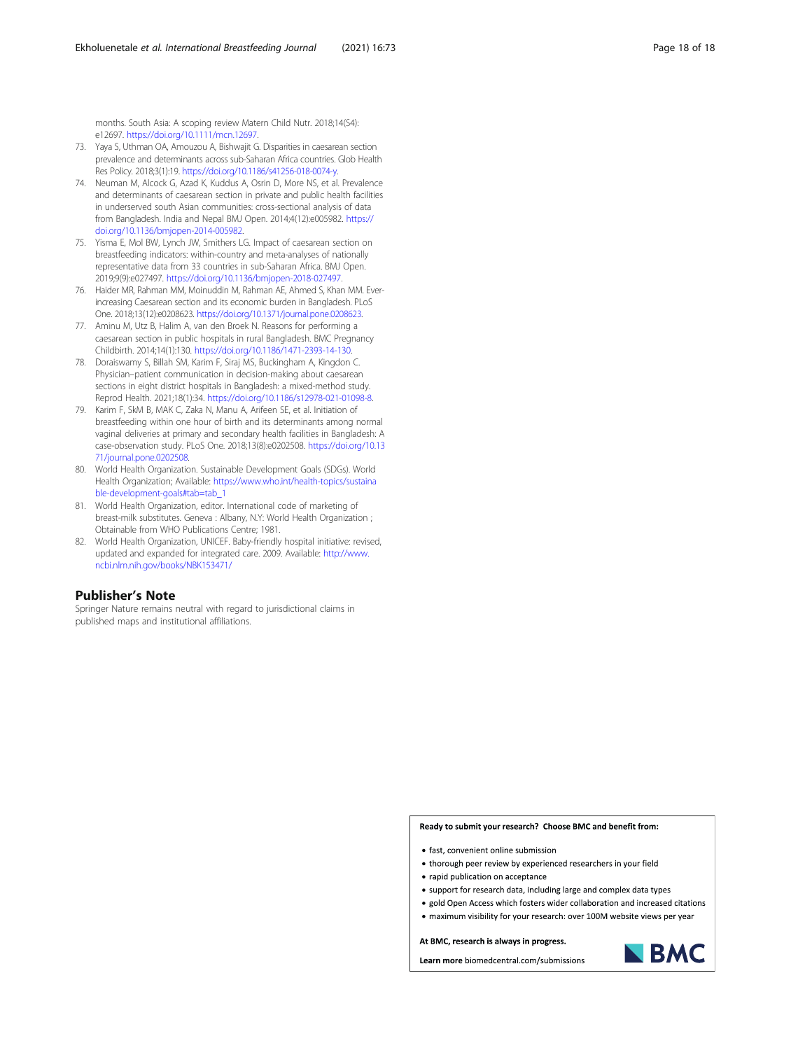months. South Asia: A scoping review Matern Child Nutr. 2018;14(S4): e12697. https://doi.org/10.1111/mcn.12697.

73. Yaya S, Uthman OA, Amouzou A, Bishwajit G. Disparities in caesarean section prevalence and determinants across sub-Saharan Africa countries. Glob Health Res Policy. 2018;3(1):19. https://doi.org/10.1186/s41256-018-0074-y.
74. Neuman M, Alcock G, Azad K, Kuddus A, Osrin D, More NS, et al. Prevalence and determinants of caesarean section in private and public health facilities in underserved south Asian communities: cross-sectional analysis of data from Bangladesh. India and Nepal BMJ Open. 2014;4(12):e005982. https://doi.org/10.1136/bmjopen-2014-005982.
75. Yisma E, Mol BW, Lynch JW, Smithers LG. Impact of caesarean section on breastfeeding indicators: within-country and meta-analyses of nationally representative data from 33 countries in sub-Saharan Africa. BMJ Open. 2019;9(9):e027497. https://doi.org/10.1136/bmjopen-2018-027497.
76. Haider MR, Rahman MM, Moinuddin M, Rahman AE, Ahmed S, Khan MM. Ever-increasing Caesarean section and its economic burden in Bangladesh. PLoS One. 2018;13(12):e0208623. https://doi.org/10.1371/journal.pone.0208623.
77. Aminu M, Utz B, Halim A, van den Broek N. Reasons for performing a caesarean section in public hospitals in rural Bangladesh. BMC Pregnancy Childbirth. 2014;14(1):130. https://doi.org/10.1186/1471-2393-14-130.
78. Doraiswamy S, Billah SM, Karim F, Siraj MS, Buckingham A, Kingdon C. Physician–patient communication in decision-making about caesarean sections in eight district hospitals in Bangladesh: a mixed-method study. Reprod Health. 2021;18(1):34. https://doi.org/10.1186/s12978-021-01098-8.
79. Karim F, SkM B, MAK C, Zaka N, Manu A, Arifeen SE, et al. Initiation of breastfeeding within one hour of birth and its determinants among normal vaginal deliveries at primary and secondary health facilities in Bangladesh: A case-observation study. PLoS One. 2018;13(8):e0202508. https://doi.org/10.1371/journal.pone.0202508.
80. World Health Organization. Sustainable Development Goals (SDGs). World Health Organization; Available: https://www.who.int/health-topics/sustainable-development-goals#tab=tab_1
81. World Health Organization, editor. International code of marketing of breast-milk substitutes. Geneva : Albany, N.Y: World Health Organization ; Obtainable from WHO Publications Centre; 1981.
82. World Health Organization, UNICEF. Baby-friendly hospital initiative: revised, updated and expanded for integrated care. 2009. Available: http://www.ncbi.nlm.nih.gov/books/NBK153471/

## Publisher's Note

Springer Nature remains neutral with regard to jurisdictional claims in published maps and institutional affiliations.

**Ready to submit your research? Choose BMC and benefit from:**

- fast, convenient online submission
- thorough peer review by experienced researchers in your field
- rapid publication on acceptance
- support for research data, including large and complex data types
- gold Open Access which fosters wider collaboration and increased citations
- maximum visibility for your research: over 100M website views per year

**At BMC, research is always in progress.**

**Learn more** biomedcentral.com/submissions

BMC